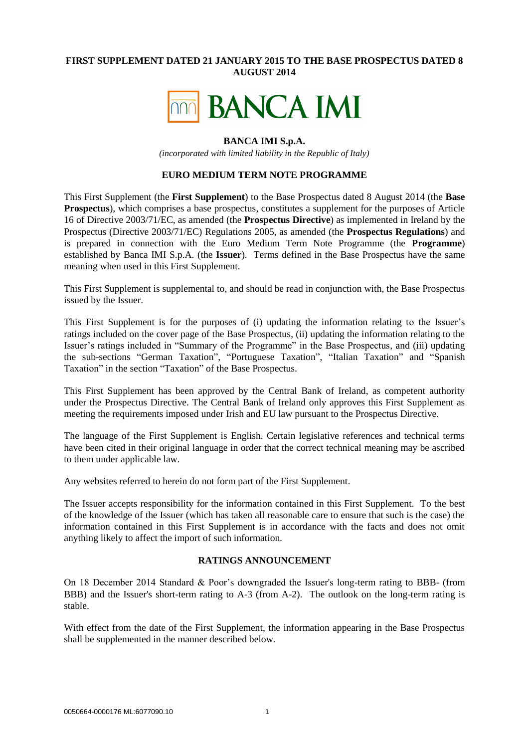**FIRST SUPPLEMENT DATED 21 JANUARY 2015 TO THE BASE PROSPECTUS DATED 8 AUGUST 2014**

BANCA IMI

**BANCA IMI S.p.A.**

*(incorporated with limited liability in the Republic of Italy)*

**EURO MEDIUM TERM NOTE PROGRAMME**

This First Supplement (the **First Supplement**) to the Base Prospectus dated 8 August 2014 (the **Base Prospectus**), which comprises a base prospectus, constitutes a supplement for the purposes of Article 16 of Directive 2003/71/EC, as amended (the **Prospectus Directive**) as implemented in Ireland by the Prospectus (Directive 2003/71/EC) Regulations 2005, as amended (the **Prospectus Regulations**) and is prepared in connection with the Euro Medium Term Note Programme (the **Programme**) established by Banca IMI S.p.A. (the **Issuer**). Terms defined in the Base Prospectus have the same meaning when used in this First Supplement.

This First Supplement is supplemental to, and should be read in conjunction with, the Base Prospectus issued by the Issuer.

This First Supplement is for the purposes of (i) updating the information relating to the Issuer's ratings included on the cover page of the Base Prospectus, (ii) updating the information relating to the Issuer's ratings included in "Summary of the Programme" in the Base Prospectus, and (iii) updating the sub-sections "German Taxation", "Portuguese Taxation", "Italian Taxation" and "Spanish Taxation" in the section "Taxation" of the Base Prospectus.

This First Supplement has been approved by the Central Bank of Ireland, as competent authority under the Prospectus Directive. The Central Bank of Ireland only approves this First Supplement as meeting the requirements imposed under Irish and EU law pursuant to the Prospectus Directive.

The language of the First Supplement is English. Certain legislative references and technical terms have been cited in their original language in order that the correct technical meaning may be ascribed to them under applicable law.

Any websites referred to herein do not form part of the First Supplement.

The Issuer accepts responsibility for the information contained in this First Supplement. To the best of the knowledge of the Issuer (which has taken all reasonable care to ensure that such is the case) the information contained in this First Supplement is in accordance with the facts and does not omit anything likely to affect the import of such information.

**RATINGS ANNOUNCEMENT**

On 18 December 2014 Standard & Poor's downgraded the Issuer's long-term rating to BBB- (from BBB) and the Issuer's short-term rating to A-3 (from A-2). The outlook on the long-term rating is stable.

With effect from the date of the First Supplement, the information appearing in the Base Prospectus shall be supplemented in the manner described below.

0050664-0000176 ML:6077090.10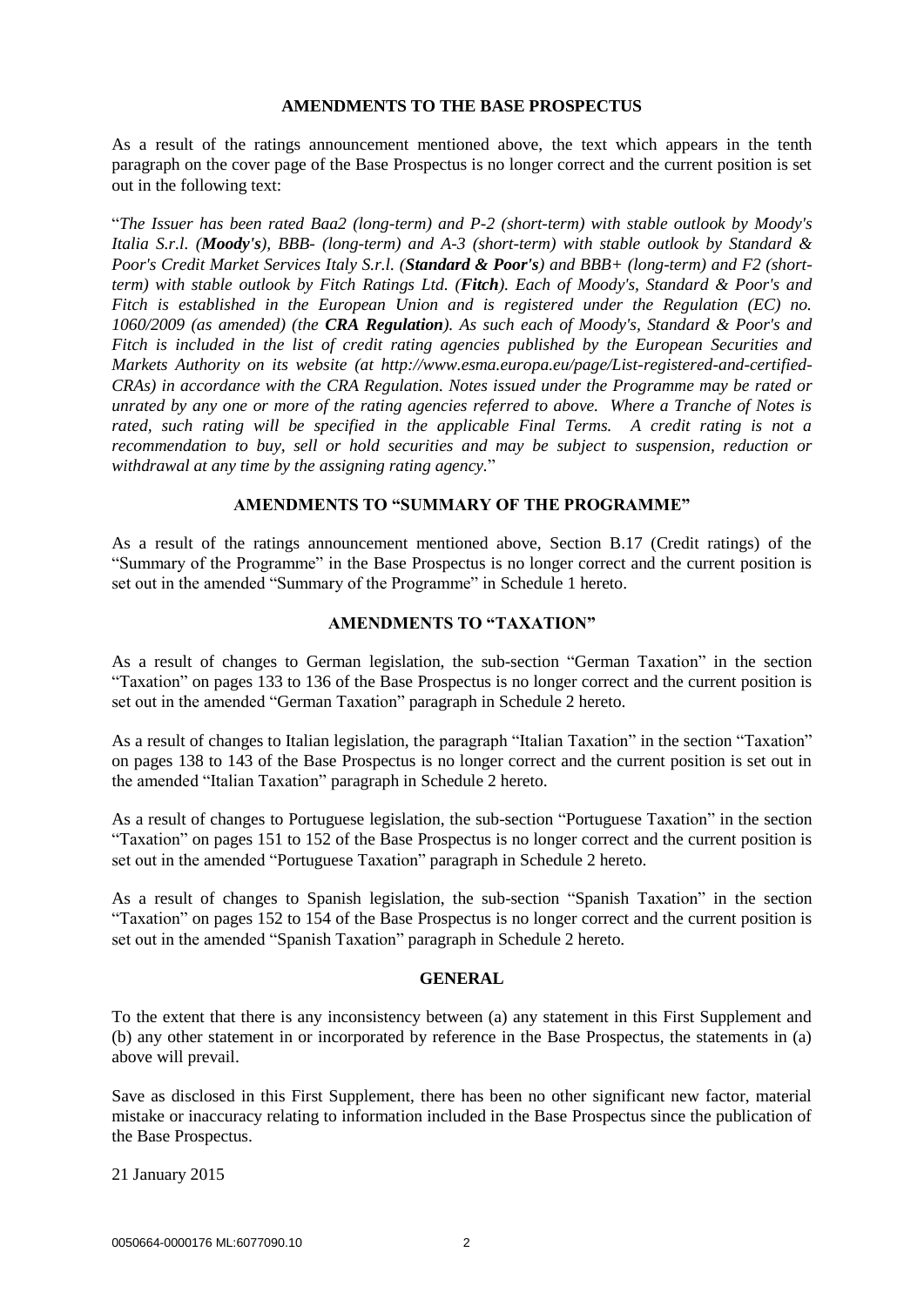## AMENDMENTS TO THE BASE PROSPECTUS

As a result of the ratings announcement mentioned above, the text which appears in the tenth paragraph on the cover page of the Base Prospectus is no longer correct and the current position is set out in the following text:

"*The Issuer has been rated Baa2 (long-term) and P-2 (short-term) with stable outlook by Moody's Italia S.r.l. (**Moody's**), BBB- (long-term) and A-3 (short-term) with stable outlook by Standard & Poor's Credit Market Services Italy S.r.l. (**Standard & Poor's**) and BBB+ (long-term) and F2 (short-term) with stable outlook by Fitch Ratings Ltd. (**Fitch**). Each of Moody's, Standard & Poor's and Fitch is established in the European Union and is registered under the Regulation (EC) no. 1060/2009 (as amended) (the **CRA Regulation**). As such each of Moody's, Standard & Poor's and Fitch is included in the list of credit rating agencies published by the European Securities and Markets Authority on its website (at http://www.esma.europa.eu/page/List-registered-and-certified-CRAs) in accordance with the CRA Regulation. Notes issued under the Programme may be rated or unrated by any one or more of the rating agencies referred to above. Where a Tranche of Notes is rated, such rating will be specified in the applicable Final Terms. A credit rating is not a recommendation to buy, sell or hold securities and may be subject to suspension, reduction or withdrawal at any time by the assigning rating agency.*"

## AMENDMENTS TO "SUMMARY OF THE PROGRAMME"

As a result of the ratings announcement mentioned above, Section B.17 (Credit ratings) of the "Summary of the Programme" in the Base Prospectus is no longer correct and the current position is set out in the amended "Summary of the Programme" in Schedule 1 hereto.

## AMENDMENTS TO "TAXATION"

As a result of changes to German legislation, the sub-section "German Taxation" in the section "Taxation" on pages 133 to 136 of the Base Prospectus is no longer correct and the current position is set out in the amended "German Taxation" paragraph in Schedule 2 hereto.

As a result of changes to Italian legislation, the paragraph "Italian Taxation" in the section "Taxation" on pages 138 to 143 of the Base Prospectus is no longer correct and the current position is set out in the amended "Italian Taxation" paragraph in Schedule 2 hereto.

As a result of changes to Portuguese legislation, the sub-section "Portuguese Taxation" in the section "Taxation" on pages 151 to 152 of the Base Prospectus is no longer correct and the current position is set out in the amended "Portuguese Taxation" paragraph in Schedule 2 hereto.

As a result of changes to Spanish legislation, the sub-section "Spanish Taxation" in the section "Taxation" on pages 152 to 154 of the Base Prospectus is no longer correct and the current position is set out in the amended "Spanish Taxation" paragraph in Schedule 2 hereto.

## GENERAL

To the extent that there is any inconsistency between (a) any statement in this First Supplement and (b) any other statement in or incorporated by reference in the Base Prospectus, the statements in (a) above will prevail.

Save as disclosed in this First Supplement, there has been no other significant new factor, material mistake or inaccuracy relating to information included in the Base Prospectus since the publication of the Base Prospectus.

21 January 2015

0050664-0000176 ML:6077090.10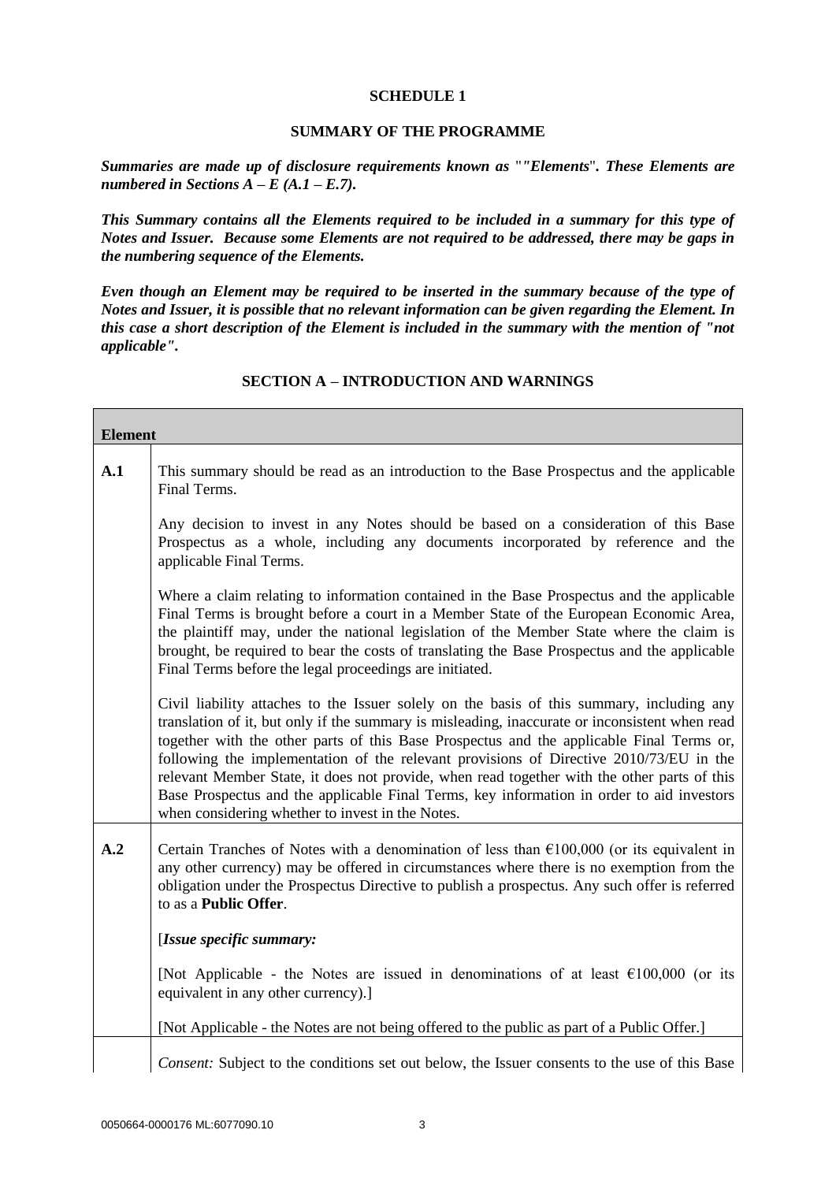**SCHEDULE 1**

**SUMMARY OF THE PROGRAMME**

***Summaries are made up of disclosure requirements known as ""Elements". These Elements are numbered in Sections A – E (A.1 – E.7).***

***This Summary contains all the Elements required to be included in a summary for this type of Notes and Issuer. Because some Elements are not required to be addressed, there may be gaps in the numbering sequence of the Elements.***

***Even though an Element may be required to be inserted in the summary because of the type of Notes and Issuer, it is possible that no relevant information can be given regarding the Element. In this case a short description of the Element is included in the summary with the mention of "not applicable".***

**SECTION A – INTRODUCTION AND WARNINGS**

| **Element** | |
|---|---|
| **A.1** | This summary should be read as an introduction to the Base Prospectus and the applicable Final Terms.<br><br>Any decision to invest in any Notes should be based on a consideration of this Base Prospectus as a whole, including any documents incorporated by reference and the applicable Final Terms.<br><br>Where a claim relating to information contained in the Base Prospectus and the applicable Final Terms is brought before a court in a Member State of the European Economic Area, the plaintiff may, under the national legislation of the Member State where the claim is brought, be required to bear the costs of translating the Base Prospectus and the applicable Final Terms before the legal proceedings are initiated.<br><br>Civil liability attaches to the Issuer solely on the basis of this summary, including any translation of it, but only if the summary is misleading, inaccurate or inconsistent when read together with the other parts of this Base Prospectus and the applicable Final Terms or, following the implementation of the relevant provisions of Directive 2010/73/EU in the relevant Member State, it does not provide, when read together with the other parts of this Base Prospectus and the applicable Final Terms, key information in order to aid investors when considering whether to invest in the Notes. |
| **A.2** | Certain Tranches of Notes with a denomination of less than €100,000 (or its equivalent in any other currency) may be offered in circumstances where there is no exemption from the obligation under the Prospectus Directive to publish a prospectus. Any such offer is referred to as a **Public Offer**.<br><br>[***Issue specific summary:***<br><br>[Not Applicable - the Notes are issued in denominations of at least €100,000 (or its equivalent in any other currency).]<br><br>[Not Applicable - the Notes are not being offered to the public as part of a Public Offer.] |
| | *Consent:* Subject to the conditions set out below, the Issuer consents to the use of this Base |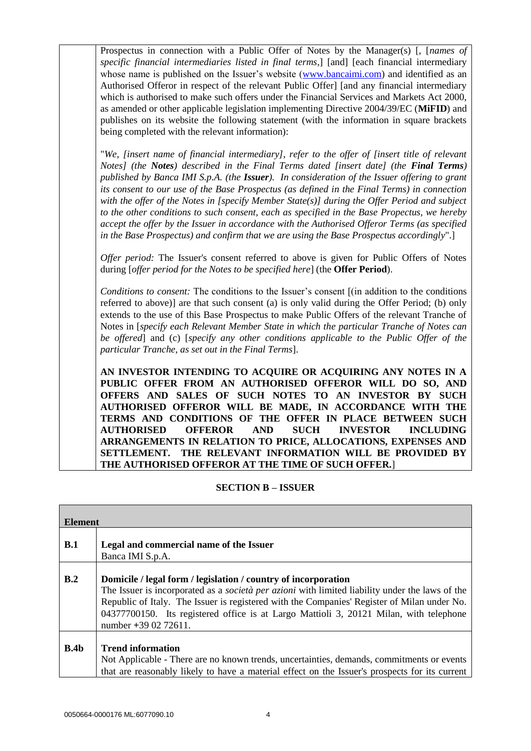| | |
|---|---|
| | Prospectus in connection with a Public Offer of Notes by the Manager(s) [, [*names of specific financial intermediaries listed in final terms*,] [and] [each financial intermediary whose name is published on the Issuer's website (www.bancaimi.com) and identified as an Authorised Offeror in respect of the relevant Public Offer] [and any financial intermediary which is authorised to make such offers under the Financial Services and Markets Act 2000, as amended or other applicable legislation implementing Directive 2004/39/EC (**MiFID**) and publishes on its website the following statement (with the information in square brackets being completed with the relevant information):<br><br>"*We, [insert name of financial intermediary], refer to the offer of [insert title of relevant Notes] (the **Notes**) described in the Final Terms dated [insert date] (the **Final Terms**) published by Banca IMI S.p.A. (the **Issuer**). In consideration of the Issuer offering to grant its consent to our use of the Base Prospectus (as defined in the Final Terms) in connection with the offer of the Notes in [specify Member State(s)] during the Offer Period and subject to the other conditions to such consent, each as specified in the Base Propectus, we hereby accept the offer by the Issuer in accordance with the Authorised Offeror Terms (as specified in the Base Prospectus) and confirm that we are using the Base Prospectus accordingly*".]<br><br>*Offer period:* The Issuer's consent referred to above is given for Public Offers of Notes during [*offer period for the Notes to be specified here*] (the **Offer Period**).<br><br>*Conditions to consent:* The conditions to the Issuer's consent [(in addition to the conditions referred to above)] are that such consent (a) is only valid during the Offer Period; (b) only extends to the use of this Base Prospectus to make Public Offers of the relevant Tranche of Notes in [*specify each Relevant Member State in which the particular Tranche of Notes can be offered*] and (c) [*specify any other conditions applicable to the Public Offer of the particular Tranche, as set out in the Final Terms*].<br><br>**AN INVESTOR INTENDING TO ACQUIRE OR ACQUIRING ANY NOTES IN A PUBLIC OFFER FROM AN AUTHORISED OFFEROR WILL DO SO, AND OFFERS AND SALES OF SUCH NOTES TO AN INVESTOR BY SUCH AUTHORISED OFFEROR WILL BE MADE, IN ACCORDANCE WITH THE TERMS AND CONDITIONS OF THE OFFER IN PLACE BETWEEN SUCH AUTHORISED OFFEROR AND SUCH INVESTOR INCLUDING ARRANGEMENTS IN RELATION TO PRICE, ALLOCATIONS, EXPENSES AND SETTLEMENT. THE RELEVANT INFORMATION WILL BE PROVIDED BY THE AUTHORISED OFFEROR AT THE TIME OF SUCH OFFER.**] |

## SECTION B – ISSUER

| **Element** | |
|---|---|
| **B.1** | **Legal and commercial name of the Issuer**<br>Banca IMI S.p.A. |
| **B.2** | **Domicile / legal form / legislation / country of incorporation**<br>The Issuer is incorporated as a *società per azioni* with limited liability under the laws of the Republic of Italy. The Issuer is registered with the Companies' Register of Milan under No. 04377700150. Its registered office is at Largo Mattioli 3, 20121 Milan, with telephone number +39 02 72611. |
| **B.4b** | **Trend information**<br>Not Applicable - There are no known trends, uncertainties, demands, commitments or events that are reasonably likely to have a material effect on the Issuer's prospects for its current |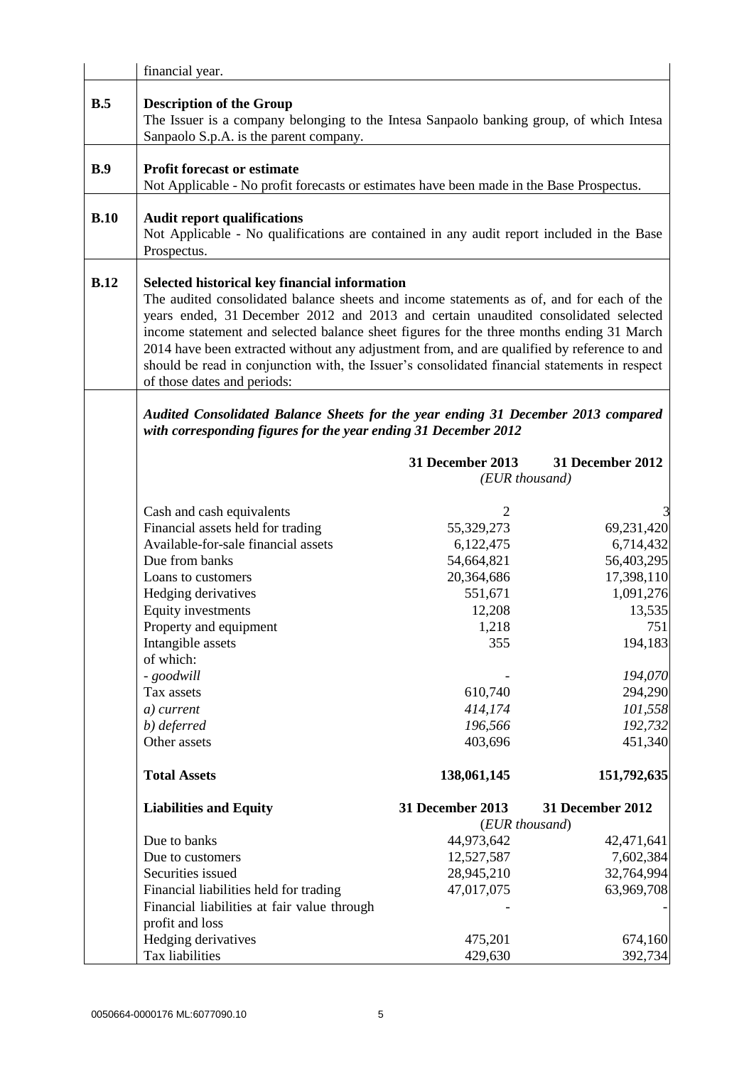financial year.

**B.5** **Description of the Group**

The Issuer is a company belonging to the Intesa Sanpaolo banking group, of which Intesa Sanpaolo S.p.A. is the parent company.

**B.9** **Profit forecast or estimate**

Not Applicable - No profit forecasts or estimates have been made in the Base Prospectus.

**B.10** **Audit report qualifications**

Not Applicable - No qualifications are contained in any audit report included in the Base Prospectus.

**B.12** **Selected historical key financial information**

The audited consolidated balance sheets and income statements as of, and for each of the years ended, 31 December 2012 and 2013 and certain unaudited consolidated selected income statement and selected balance sheet figures for the three months ending 31 March 2014 have been extracted without any adjustment from, and are qualified by reference to and should be read in conjunction with, the Issuer's consolidated financial statements in respect of those dates and periods:

***Audited Consolidated Balance Sheets for the year ending 31 December 2013 compared with corresponding figures for the year ending 31 December 2012***

| | **31 December 2013** | **31 December 2012** |
|---|---|---|
| | *(EUR thousand)* | |
| Cash and cash equivalents | 2 | 3 |
| Financial assets held for trading | 55,329,273 | 69,231,420 |
| Available-for-sale financial assets | 6,122,475 | 6,714,432 |
| Due from banks | 54,664,821 | 56,403,295 |
| Loans to customers | 20,364,686 | 17,398,110 |
| Hedging derivatives | 551,671 | 1,091,276 |
| Equity investments | 12,208 | 13,535 |
| Property and equipment | 1,218 | 751 |
| Intangible assets | 355 | 194,183 |
| of which: | | |
| *- goodwill* | - | *194,070* |
| Tax assets | 610,740 | 294,290 |
| *a) current* | *414,174* | *101,558* |
| *b) deferred* | *196,566* | *192,732* |
| Other assets | 403,696 | 451,340 |
| **Total Assets** | **138,061,145** | **151,792,635** |

| **Liabilities and Equity** | **31 December 2013** | **31 December 2012** |
|---|---|---|
| | (*EUR thousand*) | |
| Due to banks | 44,973,642 | 42,471,641 |
| Due to customers | 12,527,587 | 7,602,384 |
| Securities issued | 28,945,210 | 32,764,994 |
| Financial liabilities held for trading | 47,017,075 | 63,969,708 |
| Financial liabilities at fair value through profit and loss | - | - |
| Hedging derivatives | 475,201 | 674,160 |
| Tax liabilities | 429,630 | 392,734 |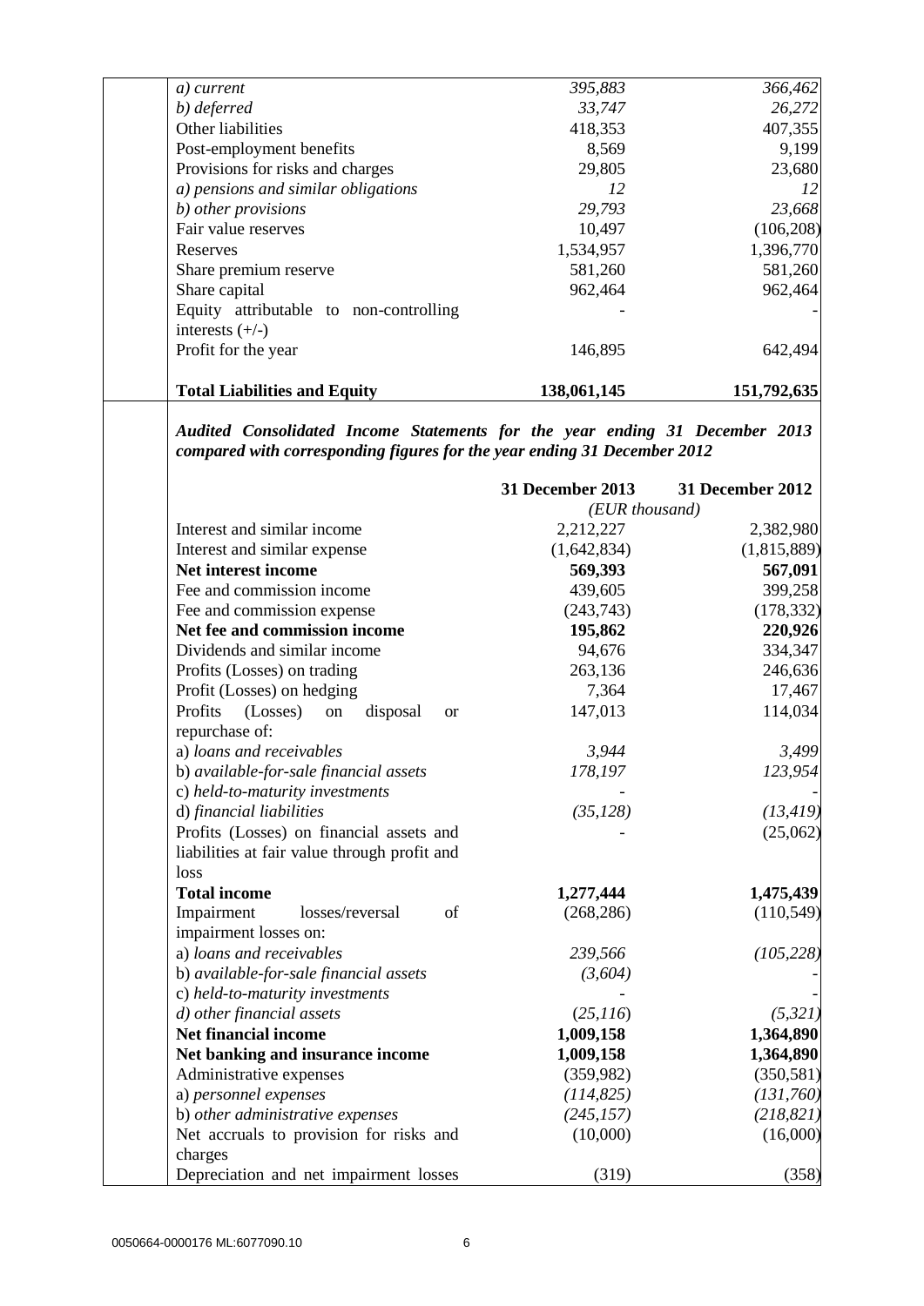| | | |
|---|---|---|
| *a) current* | *395,883* | *366,462* |
| *b) deferred* | *33,747* | *26,272* |
| Other liabilities | 418,353 | 407,355 |
| Post-employment benefits | 8,569 | 9,199 |
| Provisions for risks and charges | 29,805 | 23,680 |
| *a) pensions and similar obligations* | *12* | *12* |
| *b) other provisions* | *29,793* | *23,668* |
| Fair value reserves | 10,497 | (106,208) |
| Reserves | 1,534,957 | 1,396,770 |
| Share premium reserve | 581,260 | 581,260 |
| Share capital | 962,464 | 962,464 |
| Equity attributable to non-controlling interests (+/-) | - | - |
| Profit for the year | 146,895 | 642,494 |
| **Total Liabilities and Equity** | **138,061,145** | **151,792,635** |

***Audited Consolidated Income Statements for the year ending 31 December 2013 compared with corresponding figures for the year ending 31 December 2012***

| | **31 December 2013** | **31 December 2012** |
|---|---|---|
| | *(EUR thousand)* | |
| Interest and similar income | 2,212,227 | 2,382,980 |
| Interest and similar expense | (1,642,834) | (1,815,889) |
| **Net interest income** | **569,393** | **567,091** |
| Fee and commission income | 439,605 | 399,258 |
| Fee and commission expense | (243,743) | (178,332) |
| **Net fee and commission income** | **195,862** | **220,926** |
| Dividends and similar income | 94,676 | 334,347 |
| Profits (Losses) on trading | 263,136 | 246,636 |
| Profit (Losses) on hedging | 7,364 | 17,467 |
| Profits (Losses) on disposal or repurchase of: | 147,013 | 114,034 |
| a) *loans and receivables* | *3,944* | *3,499* |
| b) *available-for-sale financial assets* | *178,197* | *123,954* |
| c) *held-to-maturity investments* | - | - |
| d) *financial liabilities* | *(35,128)* | *(13,419)* |
| Profits (Losses) on financial assets and liabilities at fair value through profit and loss | - | (25,062) |
| **Total income** | **1,277,444** | **1,475,439** |
| Impairment losses/reversal of impairment losses on: | (268,286) | (110,549) |
| a) *loans and receivables* | *239,566* | *(105,228)* |
| b) *available-for-sale financial assets* | *(3,604)* | - |
| c) *held-to-maturity investments* | - | - |
| *d) other financial assets* | *(25,116)* | *(5,321)* |
| **Net financial income** | **1,009,158** | **1,364,890** |
| **Net banking and insurance income** | **1,009,158** | **1,364,890** |
| Administrative expenses | (359,982) | (350,581) |
| a) *personnel expenses* | *(114,825)* | *(131,760)* |
| b) *other administrative expenses* | *(245,157)* | *(218,821)* |
| Net accruals to provision for risks and charges | (10,000) | (16,000) |
| Depreciation and net impairment losses | (319) | (358) |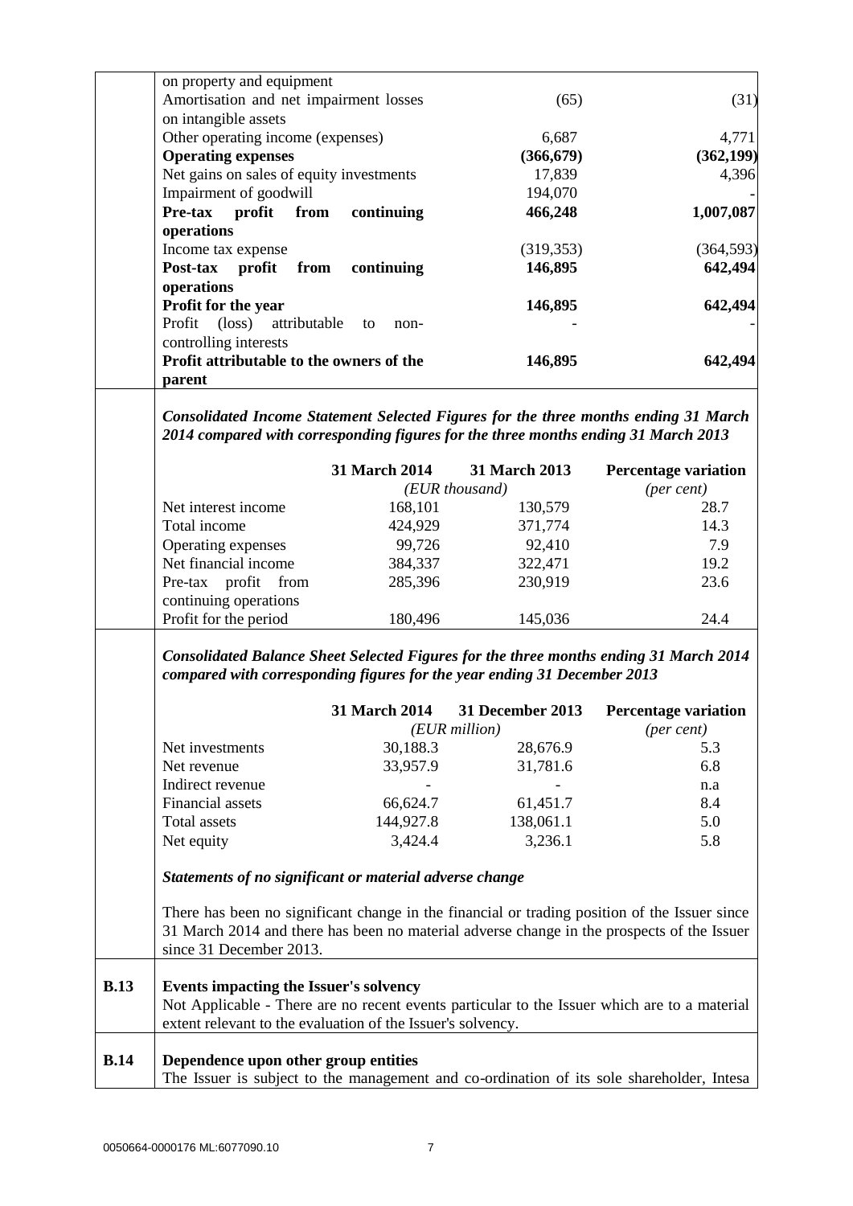| | | |
|---|---|---|
| on property and equipment | | |
| Amortisation and net impairment losses on intangible assets | (65) | (31) |
| Other operating income (expenses) | 6,687 | 4,771 |
| **Operating expenses** | **(366,679)** | **(362,199)** |
| Net gains on sales of equity investments | 17,839 | 4,396 |
| Impairment of goodwill | 194,070 | - |
| **Pre-tax profit from continuing operations** | **466,248** | **1,007,087** |
| Income tax expense | (319,353) | (364,593) |
| **Post-tax profit from continuing operations** | **146,895** | **642,494** |
| **Profit for the year** | **146,895** | **642,494** |
| Profit (loss) attributable to non-controlling interests | - | - |
| **Profit attributable to the owners of the parent** | **146,895** | **642,494** |

***Consolidated Income Statement Selected Figures for the three months ending 31 March 2014 compared with corresponding figures for the three months ending 31 March 2013***

| | **31 March 2014** | **31 March 2013** | **Percentage variation** |
|---|---|---|---|
| | *(EUR thousand)* | | *(per cent)* |
| Net interest income | 168,101 | 130,579 | 28.7 |
| Total income | 424,929 | 371,774 | 14.3 |
| Operating expenses | 99,726 | 92,410 | 7.9 |
| Net financial income | 384,337 | 322,471 | 19.2 |
| Pre-tax profit from continuing operations | 285,396 | 230,919 | 23.6 |
| Profit for the period | 180,496 | 145,036 | 24.4 |

***Consolidated Balance Sheet Selected Figures for the three months ending 31 March 2014 compared with corresponding figures for the year ending 31 December 2013***

| | **31 March 2014** | **31 December 2013** | **Percentage variation** |
|---|---|---|---|
| | *(EUR million)* | | *(per cent)* |
| Net investments | 30,188.3 | 28,676.9 | 5.3 |
| Net revenue | 33,957.9 | 31,781.6 | 6.8 |
| Indirect revenue | - | - | n.a |
| Financial assets | 66,624.7 | 61,451.7 | 8.4 |
| Total assets | 144,927.8 | 138,061.1 | 5.0 |
| Net equity | 3,424.4 | 3,236.1 | 5.8 |

***Statements of no significant or material adverse change***

There has been no significant change in the financial or trading position of the Issuer since 31 March 2014 and there has been no material adverse change in the prospects of the Issuer since 31 December 2013.

**B.13** **Events impacting the Issuer's solvency**

Not Applicable - There are no recent events particular to the Issuer which are to a material extent relevant to the evaluation of the Issuer's solvency.

**B.14** **Dependence upon other group entities**

The Issuer is subject to the management and co-ordination of its sole shareholder, Intesa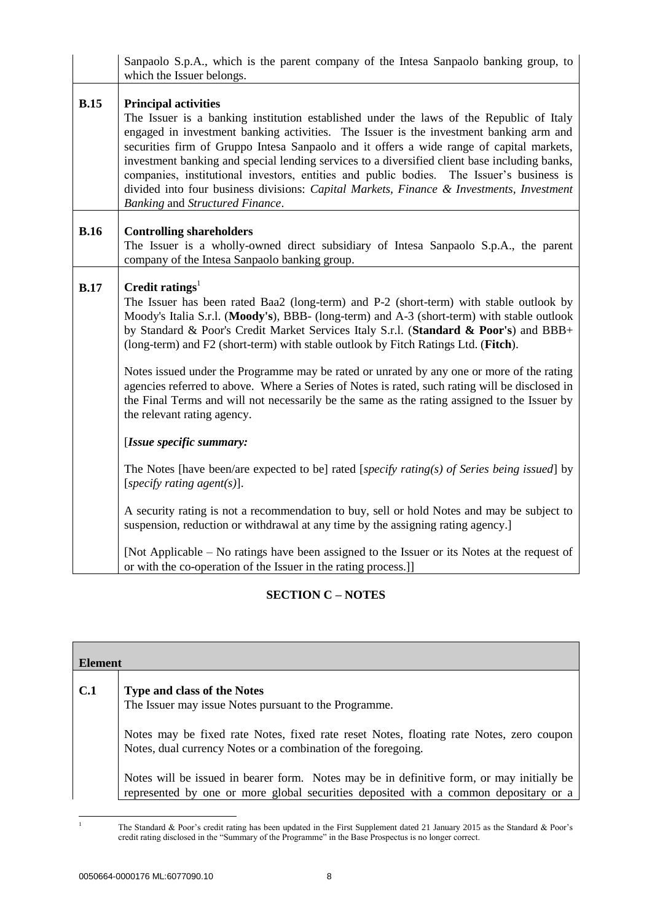| | |
|---|---|
| | Sanpaolo S.p.A., which is the parent company of the Intesa Sanpaolo banking group, to which the Issuer belongs. |
| **B.15** | **Principal activities**<br>The Issuer is a banking institution established under the laws of the Republic of Italy engaged in investment banking activities. The Issuer is the investment banking arm and securities firm of Gruppo Intesa Sanpaolo and it offers a wide range of capital markets, investment banking and special lending services to a diversified client base including banks, companies, institutional investors, entities and public bodies. The Issuer's business is divided into four business divisions: *Capital Markets, Finance & Investments*, *Investment Banking* and *Structured Finance*. |
| **B.16** | **Controlling shareholders**<br>The Issuer is a wholly-owned direct subsidiary of Intesa Sanpaolo S.p.A., the parent company of the Intesa Sanpaolo banking group. |
| **B.17** | **Credit ratings**[1]<br>The Issuer has been rated Baa2 (long-term) and P-2 (short-term) with stable outlook by Moody's Italia S.r.l. (**Moody's**), BBB- (long-term) and A-3 (short-term) with stable outlook by Standard & Poor's Credit Market Services Italy S.r.l. (**Standard & Poor's**) and BBB+ (long-term) and F2 (short-term) with stable outlook by Fitch Ratings Ltd. (**Fitch**).<br><br>Notes issued under the Programme may be rated or unrated by any one or more of the rating agencies referred to above. Where a Series of Notes is rated, such rating will be disclosed in the Final Terms and will not necessarily be the same as the rating assigned to the Issuer by the relevant rating agency.<br><br>[*Issue specific summary:*<br><br>The Notes [have been/are expected to be] rated [*specify rating(s) of Series being issued*] by [*specify rating agent(s)*].<br><br>A security rating is not a recommendation to buy, sell or hold Notes and may be subject to suspension, reduction or withdrawal at any time by the assigning rating agency.]<br><br>[Not Applicable – No ratings have been assigned to the Issuer or its Notes at the request of or with the co-operation of the Issuer in the rating process.]] |

## SECTION C – NOTES

| **Element** | |
|---|---|
| **C.1** | **Type and class of the Notes**<br>The Issuer may issue Notes pursuant to the Programme.<br><br>Notes may be fixed rate Notes, fixed rate reset Notes, floating rate Notes, zero coupon Notes, dual currency Notes or a combination of the foregoing.<br><br>Notes will be issued in bearer form. Notes may be in definitive form, or may initially be represented by one or more global securities deposited with a common depositary or a |

[1] The Standard & Poor's credit rating has been updated in the First Supplement dated 21 January 2015 as the Standard & Poor's credit rating disclosed in the "Summary of the Programme" in the Base Prospectus is no longer correct.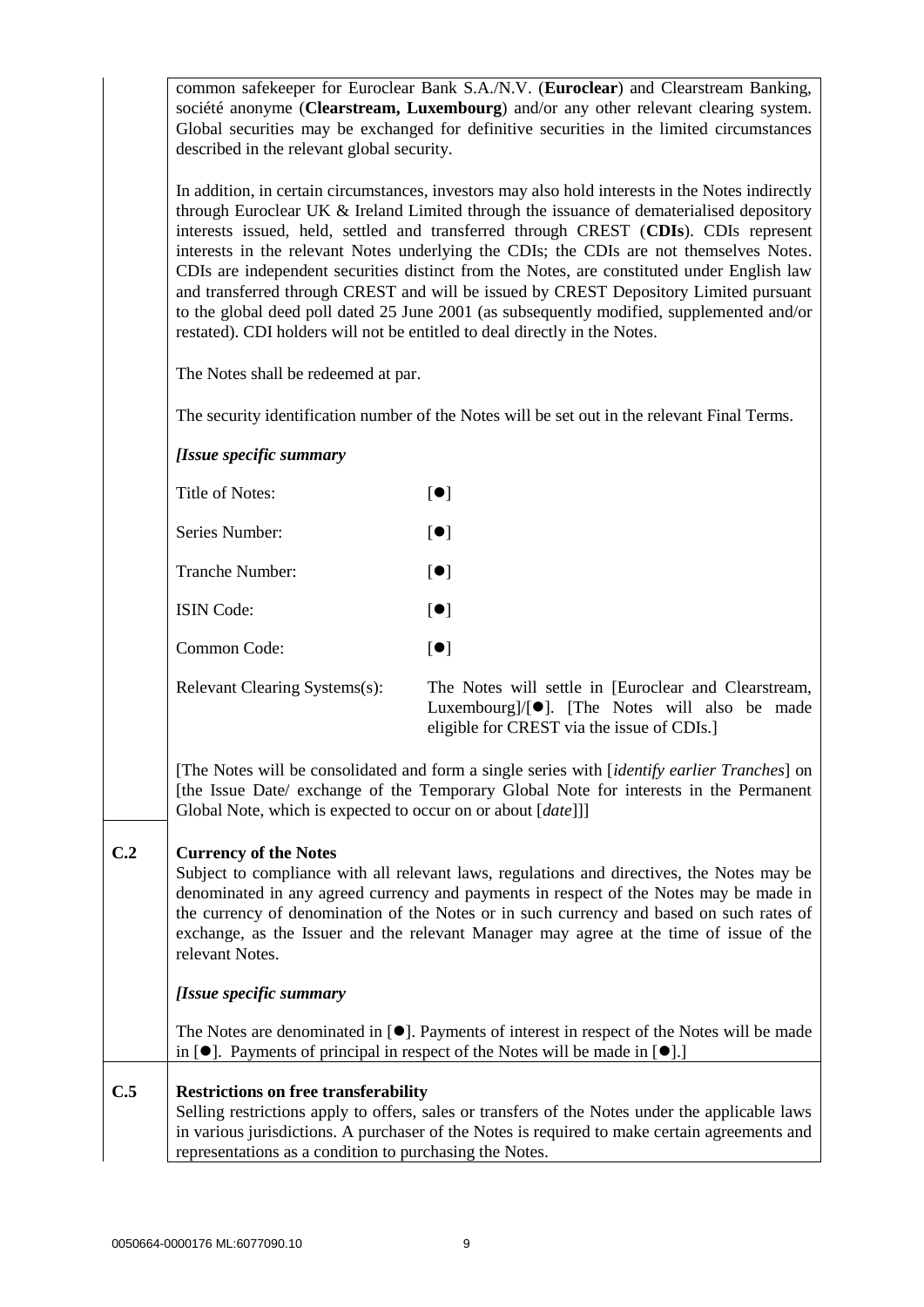common safekeeper for Euroclear Bank S.A./N.V. (**Euroclear**) and Clearstream Banking, société anonyme (**Clearstream, Luxembourg**) and/or any other relevant clearing system. Global securities may be exchanged for definitive securities in the limited circumstances described in the relevant global security.

In addition, in certain circumstances, investors may also hold interests in the Notes indirectly through Euroclear UK & Ireland Limited through the issuance of dematerialised depository interests issued, held, settled and transferred through CREST (**CDIs**). CDIs represent interests in the relevant Notes underlying the CDIs; the CDIs are not themselves Notes. CDIs are independent securities distinct from the Notes, are constituted under English law and transferred through CREST and will be issued by CREST Depository Limited pursuant to the global deed poll dated 25 June 2001 (as subsequently modified, supplemented and/or restated). CDI holders will not be entitled to deal directly in the Notes.

The Notes shall be redeemed at par.

The security identification number of the Notes will be set out in the relevant Final Terms.

*[Issue specific summary*

| | |
|---|---|
| Title of Notes: | [●] |
| Series Number: | [●] |
| Tranche Number: | [●] |
| ISIN Code: | [●] |
| Common Code: | [●] |
| Relevant Clearing Systems(s): | The Notes will settle in [Euroclear and Clearstream, Luxembourg]/[●]. [The Notes will also be made eligible for CREST via the issue of CDIs.] |

[The Notes will be consolidated and form a single series with [*identify earlier Tranches*] on [the Issue Date/ exchange of the Temporary Global Note for interests in the Permanent Global Note, which is expected to occur on or about [*date*]]]

**C.2 Currency of the Notes**

Subject to compliance with all relevant laws, regulations and directives, the Notes may be denominated in any agreed currency and payments in respect of the Notes may be made in the currency of denomination of the Notes or in such currency and based on such rates of exchange, as the Issuer and the relevant Manager may agree at the time of issue of the relevant Notes.

*[Issue specific summary*

The Notes are denominated in [●]. Payments of interest in respect of the Notes will be made in [●]. Payments of principal in respect of the Notes will be made in [●].]

**C.5 Restrictions on free transferability**

Selling restrictions apply to offers, sales or transfers of the Notes under the applicable laws in various jurisdictions. A purchaser of the Notes is required to make certain agreements and representations as a condition to purchasing the Notes.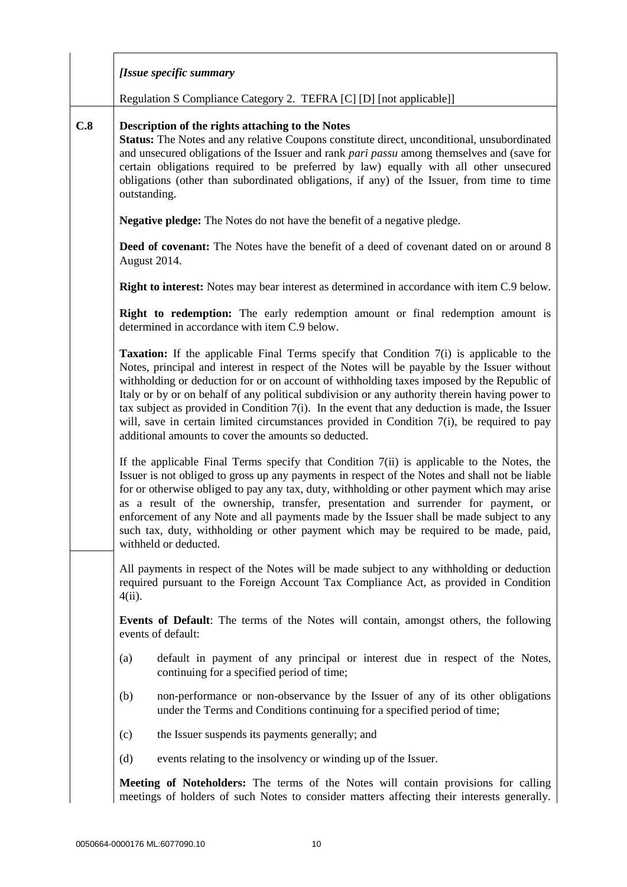| | |
|---|---|
| | *[Issue specific summary*<br><br>Regulation S Compliance Category 2. TEFRA [C] [D] [not applicable]] |
| **C.8** | **Description of the rights attaching to the Notes**<br>**Status:** The Notes and any relative Coupons constitute direct, unconditional, unsubordinated and unsecured obligations of the Issuer and rank *pari passu* among themselves and (save for certain obligations required to be preferred by law) equally with all other unsecured obligations (other than subordinated obligations, if any) of the Issuer, from time to time outstanding.<br><br>**Negative pledge:** The Notes do not have the benefit of a negative pledge.<br><br>**Deed of covenant:** The Notes have the benefit of a deed of covenant dated on or around 8 August 2014.<br><br>**Right to interest:** Notes may bear interest as determined in accordance with item C.9 below.<br><br>**Right to redemption:** The early redemption amount or final redemption amount is determined in accordance with item C.9 below.<br><br>**Taxation:** If the applicable Final Terms specify that Condition 7(i) is applicable to the Notes, principal and interest in respect of the Notes will be payable by the Issuer without withholding or deduction for or on account of withholding taxes imposed by the Republic of Italy or by or on behalf of any political subdivision or any authority therein having power to tax subject as provided in Condition 7(i). In the event that any deduction is made, the Issuer will, save in certain limited circumstances provided in Condition 7(i), be required to pay additional amounts to cover the amounts so deducted.<br><br>If the applicable Final Terms specify that Condition 7(ii) is applicable to the Notes, the Issuer is not obliged to gross up any payments in respect of the Notes and shall not be liable for or otherwise obliged to pay any tax, duty, withholding or other payment which may arise as a result of the ownership, transfer, presentation and surrender for payment, or enforcement of any Note and all payments made by the Issuer shall be made subject to any such tax, duty, withholding or other payment which may be required to be made, paid, withheld or deducted. |
| | All payments in respect of the Notes will be made subject to any withholding or deduction required pursuant to the Foreign Account Tax Compliance Act, as provided in Condition 4(ii).<br><br>**Events of Default**: The terms of the Notes will contain, amongst others, the following events of default:<br><br>(a) default in payment of any principal or interest due in respect of the Notes, continuing for a specified period of time;<br><br>(b) non-performance or non-observance by the Issuer of any of its other obligations under the Terms and Conditions continuing for a specified period of time;<br><br>(c) the Issuer suspends its payments generally; and<br><br>(d) events relating to the insolvency or winding up of the Issuer.<br><br>**Meeting of Noteholders:** The terms of the Notes will contain provisions for calling meetings of holders of such Notes to consider matters affecting their interests generally. |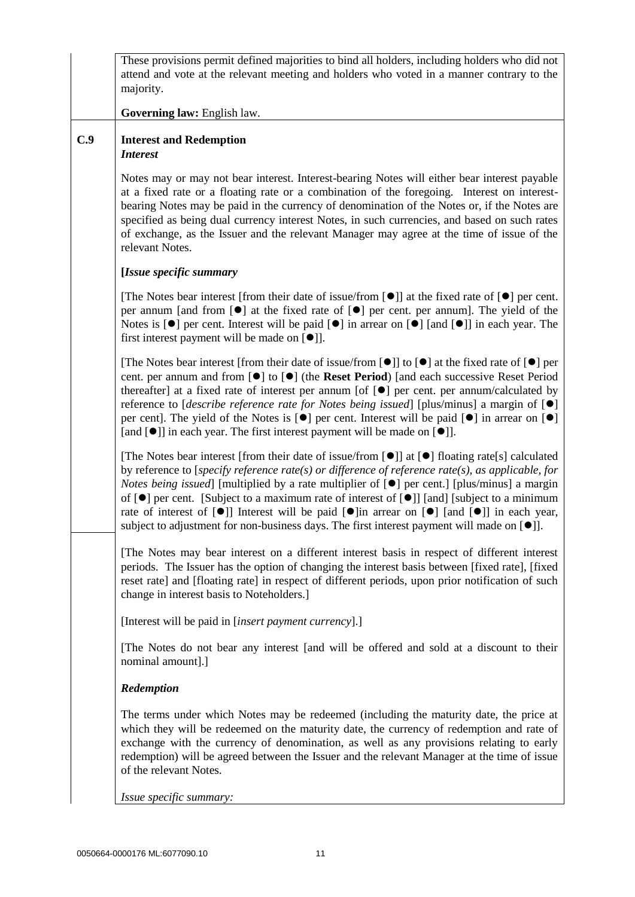These provisions permit defined majorities to bind all holders, including holders who did not attend and vote at the relevant meeting and holders who voted in a manner contrary to the majority.

**Governing law:** English law.

**C.9** **Interest and Redemption**

***Interest***

Notes may or may not bear interest. Interest-bearing Notes will either bear interest payable at a fixed rate or a floating rate or a combination of the foregoing. Interest on interest-bearing Notes may be paid in the currency of denomination of the Notes or, if the Notes are specified as being dual currency interest Notes, in such currencies, and based on such rates of exchange, as the Issuer and the relevant Manager may agree at the time of issue of the relevant Notes.

**[*Issue specific summary***

[The Notes bear interest [from their date of issue/from [●]] at the fixed rate of [●] per cent. per annum [and from [●] at the fixed rate of [●] per cent. per annum]. The yield of the Notes is [●] per cent. Interest will be paid [●] in arrear on [●] [and [●]] in each year. The first interest payment will be made on [●]].

[The Notes bear interest [from their date of issue/from [●]] to [●] at the fixed rate of [●] per cent. per annum and from [●] to [●] (the **Reset Period**) [and each successive Reset Period thereafter] at a fixed rate of interest per annum [of [●] per cent. per annum/calculated by reference to [*describe reference rate for Notes being issued*] [plus/minus] a margin of [●] per cent]. The yield of the Notes is [●] per cent. Interest will be paid [●] in arrear on [●] [and [●]] in each year. The first interest payment will be made on [●]].

[The Notes bear interest [from their date of issue/from [●]] at [●] floating rate[s] calculated by reference to [*specify reference rate(s) or difference of reference rate(s), as applicable, for Notes being issued*] [multiplied by a rate multiplier of [●] per cent.] [plus/minus] a margin of [●] per cent. [Subject to a maximum rate of interest of [●]] [and] [subject to a minimum rate of interest of [●]] Interest will be paid [●]in arrear on [●] [and [●]] in each year, subject to adjustment for non-business days. The first interest payment will made on [●]].

[The Notes may bear interest on a different interest basis in respect of different interest periods. The Issuer has the option of changing the interest basis between [fixed rate], [fixed reset rate] and [floating rate] in respect of different periods, upon prior notification of such change in interest basis to Noteholders.]

[Interest will be paid in [*insert payment currency*].]

[The Notes do not bear any interest [and will be offered and sold at a discount to their nominal amount].]

***Redemption***

The terms under which Notes may be redeemed (including the maturity date, the price at which they will be redeemed on the maturity date, the currency of redemption and rate of exchange with the currency of denomination, as well as any provisions relating to early redemption) will be agreed between the Issuer and the relevant Manager at the time of issue of the relevant Notes.

*Issue specific summary:*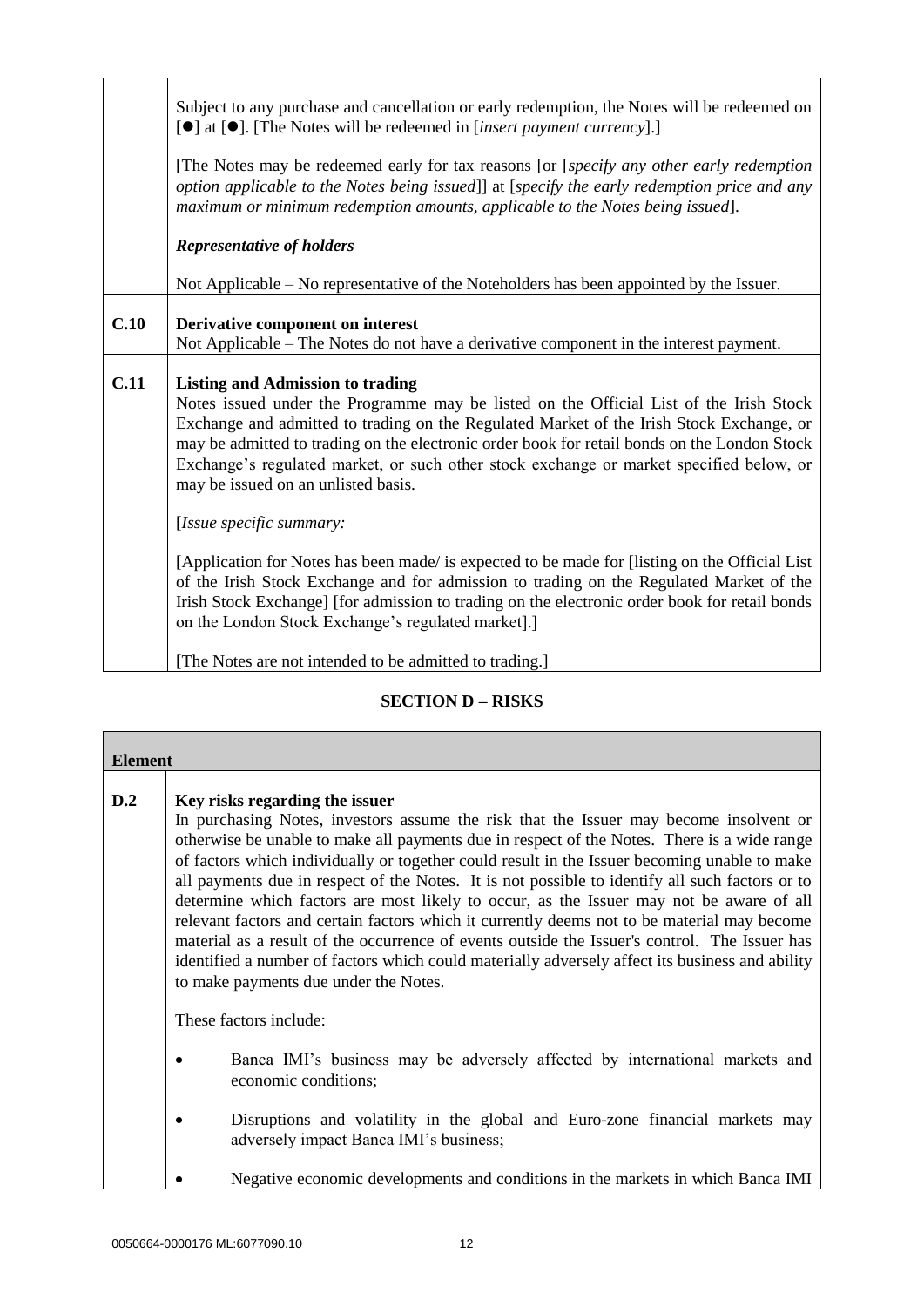| | |
|---|---|
| | Subject to any purchase and cancellation or early redemption, the Notes will be redeemed on [●] at [●]. [The Notes will be redeemed in [*insert payment currency*].]<br><br>[The Notes may be redeemed early for tax reasons [or [*specify any other early redemption option applicable to the Notes being issued*]] at [*specify the early redemption price and any maximum or minimum redemption amounts, applicable to the Notes being issued*].<br><br>***Representative of holders***<br><br>Not Applicable – No representative of the Noteholders has been appointed by the Issuer. |
| **C.10** | **Derivative component on interest**<br>Not Applicable – The Notes do not have a derivative component in the interest payment. |
| **C.11** | **Listing and Admission to trading**<br>Notes issued under the Programme may be listed on the Official List of the Irish Stock Exchange and admitted to trading on the Regulated Market of the Irish Stock Exchange, or may be admitted to trading on the electronic order book for retail bonds on the London Stock Exchange's regulated market, or such other stock exchange or market specified below, or may be issued on an unlisted basis.<br><br>[*Issue specific summary:*<br><br>[Application for Notes has been made/ is expected to be made for [listing on the Official List of the Irish Stock Exchange and for admission to trading on the Regulated Market of the Irish Stock Exchange] [for admission to trading on the electronic order book for retail bonds on the London Stock Exchange's regulated market].]<br><br>[The Notes are not intended to be admitted to trading.] |

## SECTION D – RISKS

| **Element** | |
|---|---|
| **D.2** | **Key risks regarding the issuer**<br>In purchasing Notes, investors assume the risk that the Issuer may become insolvent or otherwise be unable to make all payments due in respect of the Notes. There is a wide range of factors which individually or together could result in the Issuer becoming unable to make all payments due in respect of the Notes. It is not possible to identify all such factors or to determine which factors are most likely to occur, as the Issuer may not be aware of all relevant factors and certain factors which it currently deems not to be material may become material as a result of the occurrence of events outside the Issuer's control. The Issuer has identified a number of factors which could materially adversely affect its business and ability to make payments due under the Notes.<br><br>These factors include:<br><br>• Banca IMI's business may be adversely affected by international markets and economic conditions;<br><br>• Disruptions and volatility in the global and Euro-zone financial markets may adversely impact Banca IMI's business;<br><br>• Negative economic developments and conditions in the markets in which Banca IMI |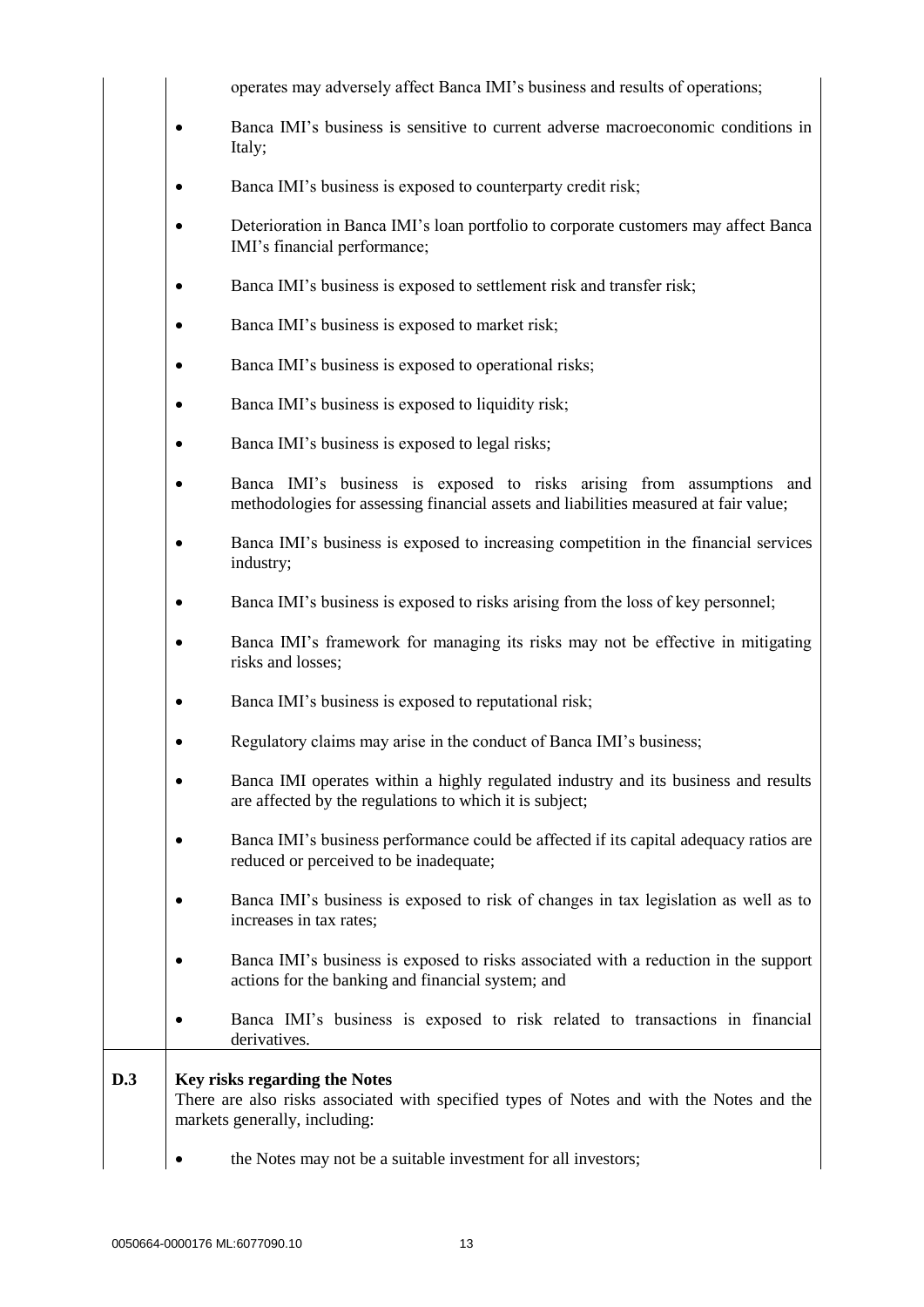| | |
|---|---|
| | operates may adversely affect Banca IMI's business and results of operations;<br><br>- Banca IMI's business is sensitive to current adverse macroeconomic conditions in Italy;<br>- Banca IMI's business is exposed to counterparty credit risk;<br>- Deterioration in Banca IMI's loan portfolio to corporate customers may affect Banca IMI's financial performance;<br>- Banca IMI's business is exposed to settlement risk and transfer risk;<br>- Banca IMI's business is exposed to market risk;<br>- Banca IMI's business is exposed to operational risks;<br>- Banca IMI's business is exposed to liquidity risk;<br>- Banca IMI's business is exposed to legal risks;<br>- Banca IMI's business is exposed to risks arising from assumptions and methodologies for assessing financial assets and liabilities measured at fair value;<br>- Banca IMI's business is exposed to increasing competition in the financial services industry;<br>- Banca IMI's business is exposed to risks arising from the loss of key personnel;<br>- Banca IMI's framework for managing its risks may not be effective in mitigating risks and losses;<br>- Banca IMI's business is exposed to reputational risk;<br>- Regulatory claims may arise in the conduct of Banca IMI's business;<br>- Banca IMI operates within a highly regulated industry and its business and results are affected by the regulations to which it is subject;<br>- Banca IMI's business performance could be affected if its capital adequacy ratios are reduced or perceived to be inadequate;<br>- Banca IMI's business is exposed to risk of changes in tax legislation as well as to increases in tax rates;<br>- Banca IMI's business is exposed to risks associated with a reduction in the support actions for the banking and financial system; and<br>- Banca IMI's business is exposed to risk related to transactions in financial derivatives. |
| **D.3** | **Key risks regarding the Notes**<br>There are also risks associated with specified types of Notes and with the Notes and the markets generally, including:<br><br>- the Notes may not be a suitable investment for all investors; |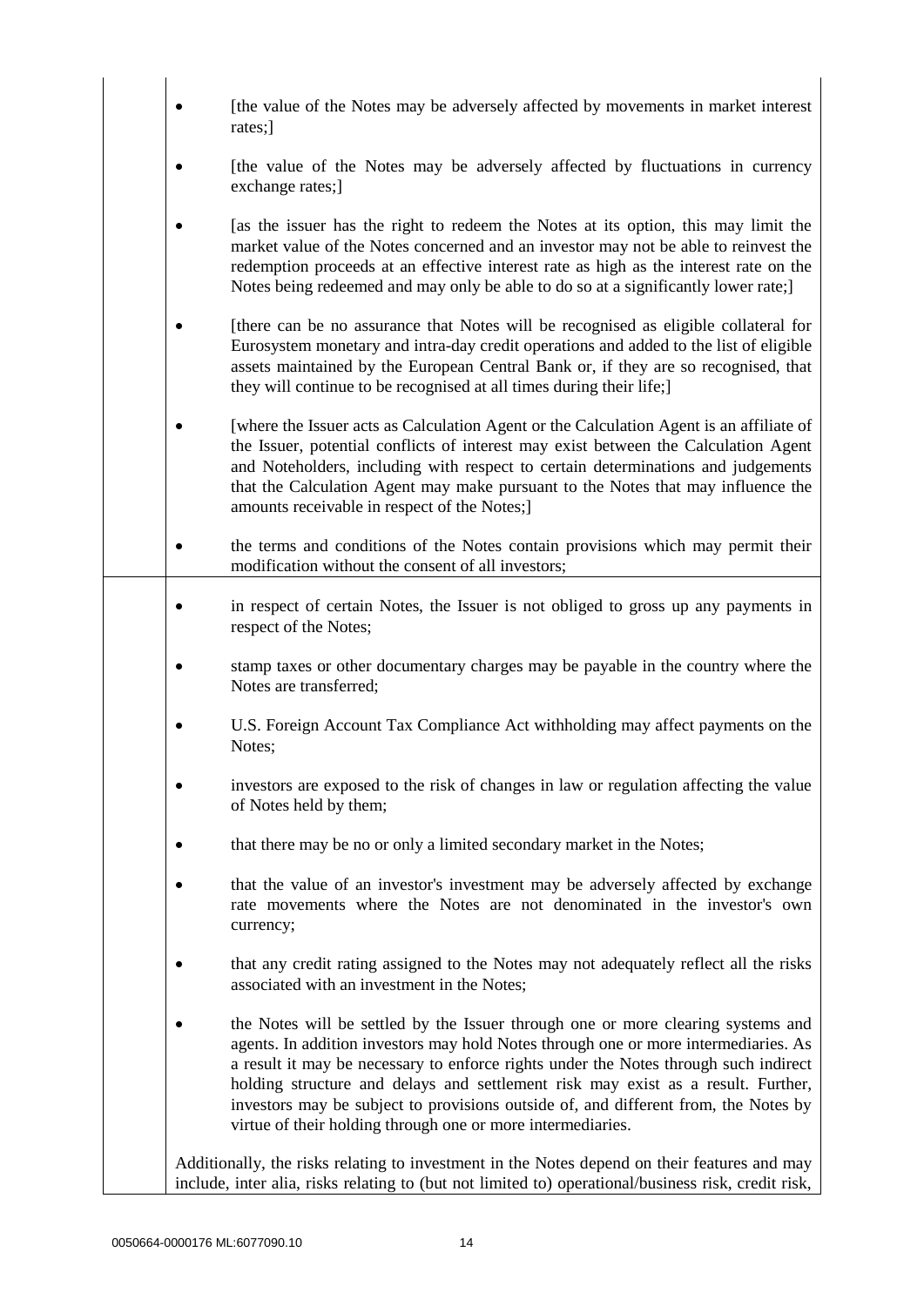- [the value of the Notes may be adversely affected by movements in market interest rates;]

- [the value of the Notes may be adversely affected by fluctuations in currency exchange rates;]

- [as the issuer has the right to redeem the Notes at its option, this may limit the market value of the Notes concerned and an investor may not be able to reinvest the redemption proceeds at an effective interest rate as high as the interest rate on the Notes being redeemed and may only be able to do so at a significantly lower rate;]

- [there can be no assurance that Notes will be recognised as eligible collateral for Eurosystem monetary and intra-day credit operations and added to the list of eligible assets maintained by the European Central Bank or, if they are so recognised, that they will continue to be recognised at all times during their life;]

- [where the Issuer acts as Calculation Agent or the Calculation Agent is an affiliate of the Issuer, potential conflicts of interest may exist between the Calculation Agent and Noteholders, including with respect to certain determinations and judgements that the Calculation Agent may make pursuant to the Notes that may influence the amounts receivable in respect of the Notes;]

- the terms and conditions of the Notes contain provisions which may permit their modification without the consent of all investors;

- in respect of certain Notes, the Issuer is not obliged to gross up any payments in respect of the Notes;

- stamp taxes or other documentary charges may be payable in the country where the Notes are transferred;

- U.S. Foreign Account Tax Compliance Act withholding may affect payments on the Notes;

- investors are exposed to the risk of changes in law or regulation affecting the value of Notes held by them;

- that there may be no or only a limited secondary market in the Notes;

- that the value of an investor's investment may be adversely affected by exchange rate movements where the Notes are not denominated in the investor's own currency;

- that any credit rating assigned to the Notes may not adequately reflect all the risks associated with an investment in the Notes;

- the Notes will be settled by the Issuer through one or more clearing systems and agents. In addition investors may hold Notes through one or more intermediaries. As a result it may be necessary to enforce rights under the Notes through such indirect holding structure and delays and settlement risk may exist as a result. Further, investors may be subject to provisions outside of, and different from, the Notes by virtue of their holding through one or more intermediaries.

Additionally, the risks relating to investment in the Notes depend on their features and may include, inter alia, risks relating to (but not limited to) operational/business risk, credit risk,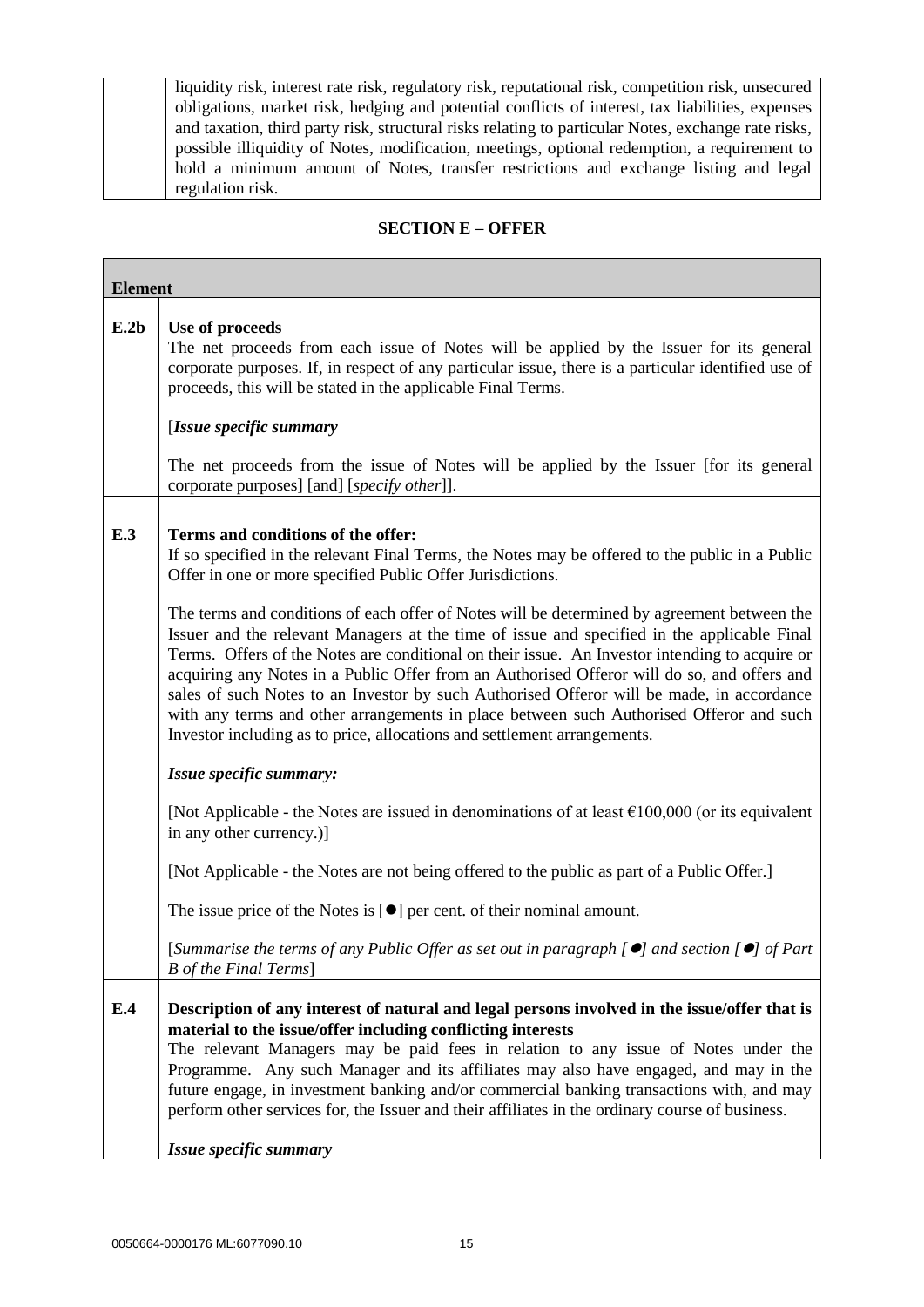| | |
|---|---|
| | liquidity risk, interest rate risk, regulatory risk, reputational risk, competition risk, unsecured obligations, market risk, hedging and potential conflicts of interest, tax liabilities, expenses and taxation, third party risk, structural risks relating to particular Notes, exchange rate risks, possible illiquidity of Notes, modification, meetings, optional redemption, a requirement to hold a minimum amount of Notes, transfer restrictions and exchange listing and legal regulation risk. |

## SECTION E – OFFER

| **Element** | |
|---|---|
| **E.2b** | **Use of proceeds**<br>The net proceeds from each issue of Notes will be applied by the Issuer for its general corporate purposes. If, in respect of any particular issue, there is a particular identified use of proceeds, this will be stated in the applicable Final Terms.<br><br>[*Issue specific summary*<br><br>The net proceeds from the issue of Notes will be applied by the Issuer [for its general corporate purposes] [and] [*specify other*]]. |
| **E.3** | **Terms and conditions of the offer:**<br>If so specified in the relevant Final Terms, the Notes may be offered to the public in a Public Offer in one or more specified Public Offer Jurisdictions.<br><br>The terms and conditions of each offer of Notes will be determined by agreement between the Issuer and the relevant Managers at the time of issue and specified in the applicable Final Terms. Offers of the Notes are conditional on their issue. An Investor intending to acquire or acquiring any Notes in a Public Offer from an Authorised Offeror will do so, and offers and sales of such Notes to an Investor by such Authorised Offeror will be made, in accordance with any terms and other arrangements in place between such Authorised Offeror and such Investor including as to price, allocations and settlement arrangements.<br><br>***Issue specific summary:***<br><br>[Not Applicable - the Notes are issued in denominations of at least €100,000 (or its equivalent in any other currency.)]<br><br>[Not Applicable - the Notes are not being offered to the public as part of a Public Offer.]<br><br>The issue price of the Notes is [●] per cent. of their nominal amount.<br><br>[*Summarise the terms of any Public Offer as set out in paragraph [●] and section [●] of Part B of the Final Terms*] |
| **E.4** | **Description of any interest of natural and legal persons involved in the issue/offer that is material to the issue/offer including conflicting interests**<br>The relevant Managers may be paid fees in relation to any issue of Notes under the Programme. Any such Manager and its affiliates may also have engaged, and may in the future engage, in investment banking and/or commercial banking transactions with, and may perform other services for, the Issuer and their affiliates in the ordinary course of business.<br><br>***Issue specific summary*** |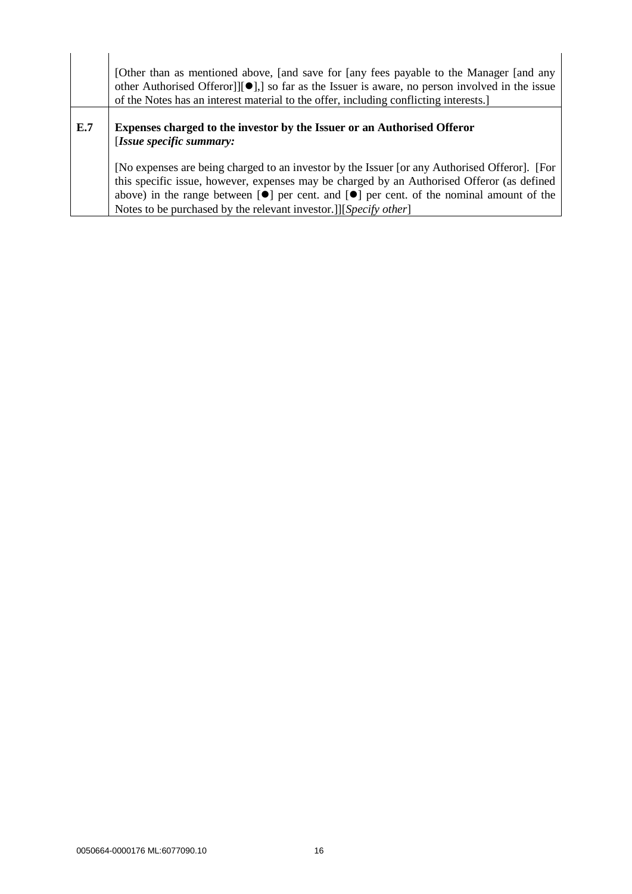| | |
|---|---|
| | [Other than as mentioned above, [and save for [any fees payable to the Manager [and any other Authorised Offeror]][●],] so far as the Issuer is aware, no person involved in the issue of the Notes has an interest material to the offer, including conflicting interests.] |
| **E.7** | **Expenses charged to the investor by the Issuer or an Authorised Offeror** [***Issue specific summary:***<br><br>[No expenses are being charged to an investor by the Issuer [or any Authorised Offeror]. [For this specific issue, however, expenses may be charged by an Authorised Offeror (as defined above) in the range between [●] per cent. and [●] per cent. of the nominal amount of the Notes to be purchased by the relevant investor.]][*Specify other*] |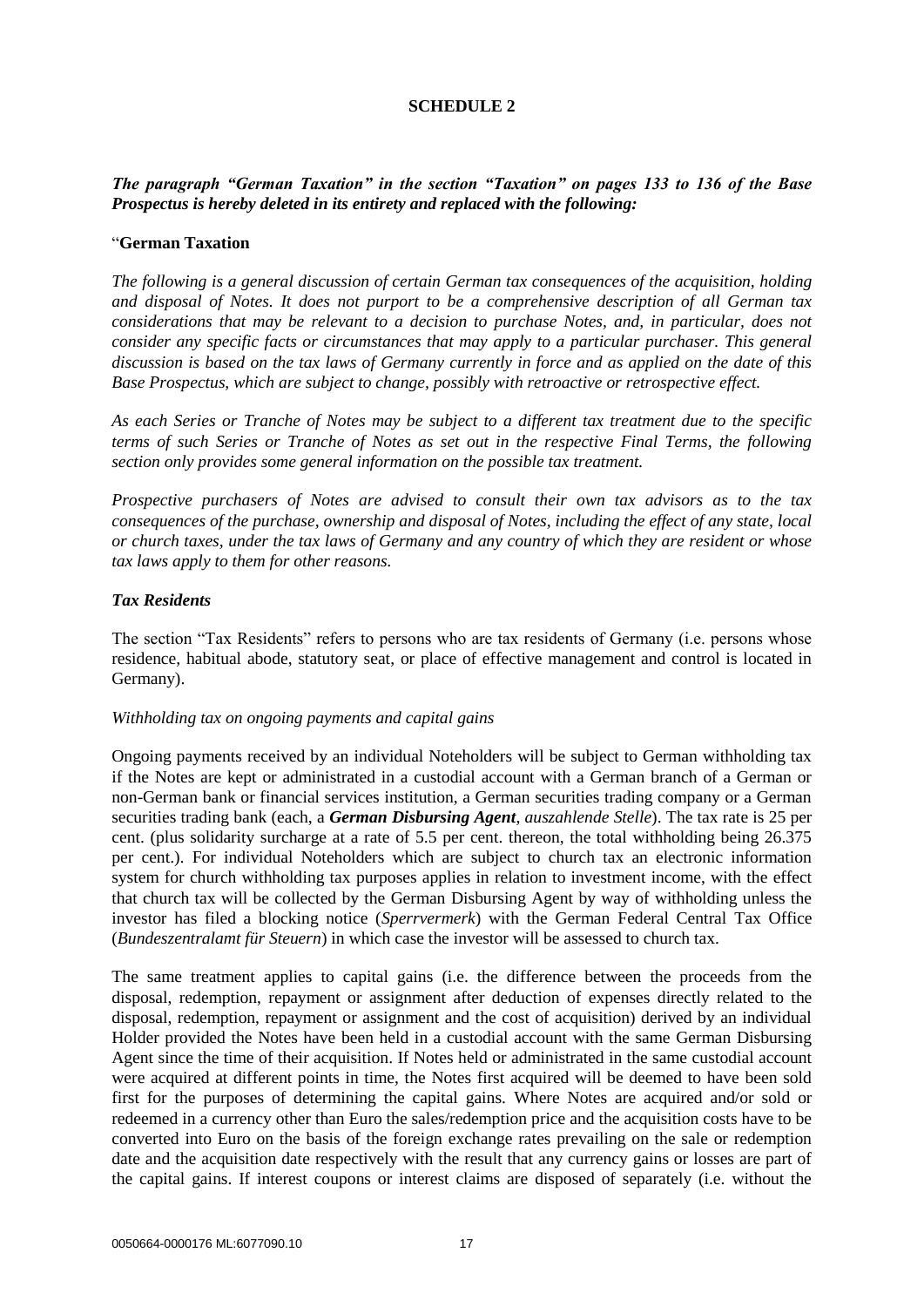# SCHEDULE 2

***The paragraph "German Taxation" in the section "Taxation" on pages 133 to 136 of the Base Prospectus is hereby deleted in its entirety and replaced with the following:***

"**German Taxation**

*The following is a general discussion of certain German tax consequences of the acquisition, holding and disposal of Notes. It does not purport to be a comprehensive description of all German tax considerations that may be relevant to a decision to purchase Notes, and, in particular, does not consider any specific facts or circumstances that may apply to a particular purchaser. This general discussion is based on the tax laws of Germany currently in force and as applied on the date of this Base Prospectus, which are subject to change, possibly with retroactive or retrospective effect.*

*As each Series or Tranche of Notes may be subject to a different tax treatment due to the specific terms of such Series or Tranche of Notes as set out in the respective Final Terms, the following section only provides some general information on the possible tax treatment.*

*Prospective purchasers of Notes are advised to consult their own tax advisors as to the tax consequences of the purchase, ownership and disposal of Notes, including the effect of any state, local or church taxes, under the tax laws of Germany and any country of which they are resident or whose tax laws apply to them for other reasons.*

***Tax Residents***

The section "Tax Residents" refers to persons who are tax residents of Germany (i.e. persons whose residence, habitual abode, statutory seat, or place of effective management and control is located in Germany).

*Withholding tax on ongoing payments and capital gains*

Ongoing payments received by an individual Noteholders will be subject to German withholding tax if the Notes are kept or administrated in a custodial account with a German branch of a German or non-German bank or financial services institution, a German securities trading company or a German securities trading bank (each, a ***German Disbursing Agent***, *auszahlende Stelle*). The tax rate is 25 per cent. (plus solidarity surcharge at a rate of 5.5 per cent. thereon, the total withholding being 26.375 per cent.). For individual Noteholders which are subject to church tax an electronic information system for church withholding tax purposes applies in relation to investment income, with the effect that church tax will be collected by the German Disbursing Agent by way of withholding unless the investor has filed a blocking notice (*Sperrvermerk*) with the German Federal Central Tax Office (*Bundeszentralamt für Steuern*) in which case the investor will be assessed to church tax.

The same treatment applies to capital gains (i.e. the difference between the proceeds from the disposal, redemption, repayment or assignment after deduction of expenses directly related to the disposal, redemption, repayment or assignment and the cost of acquisition) derived by an individual Holder provided the Notes have been held in a custodial account with the same German Disbursing Agent since the time of their acquisition. If Notes held or administrated in the same custodial account were acquired at different points in time, the Notes first acquired will be deemed to have been sold first for the purposes of determining the capital gains. Where Notes are acquired and/or sold or redeemed in a currency other than Euro the sales/redemption price and the acquisition costs have to be converted into Euro on the basis of the foreign exchange rates prevailing on the sale or redemption date and the acquisition date respectively with the result that any currency gains or losses are part of the capital gains. If interest coupons or interest claims are disposed of separately (i.e. without the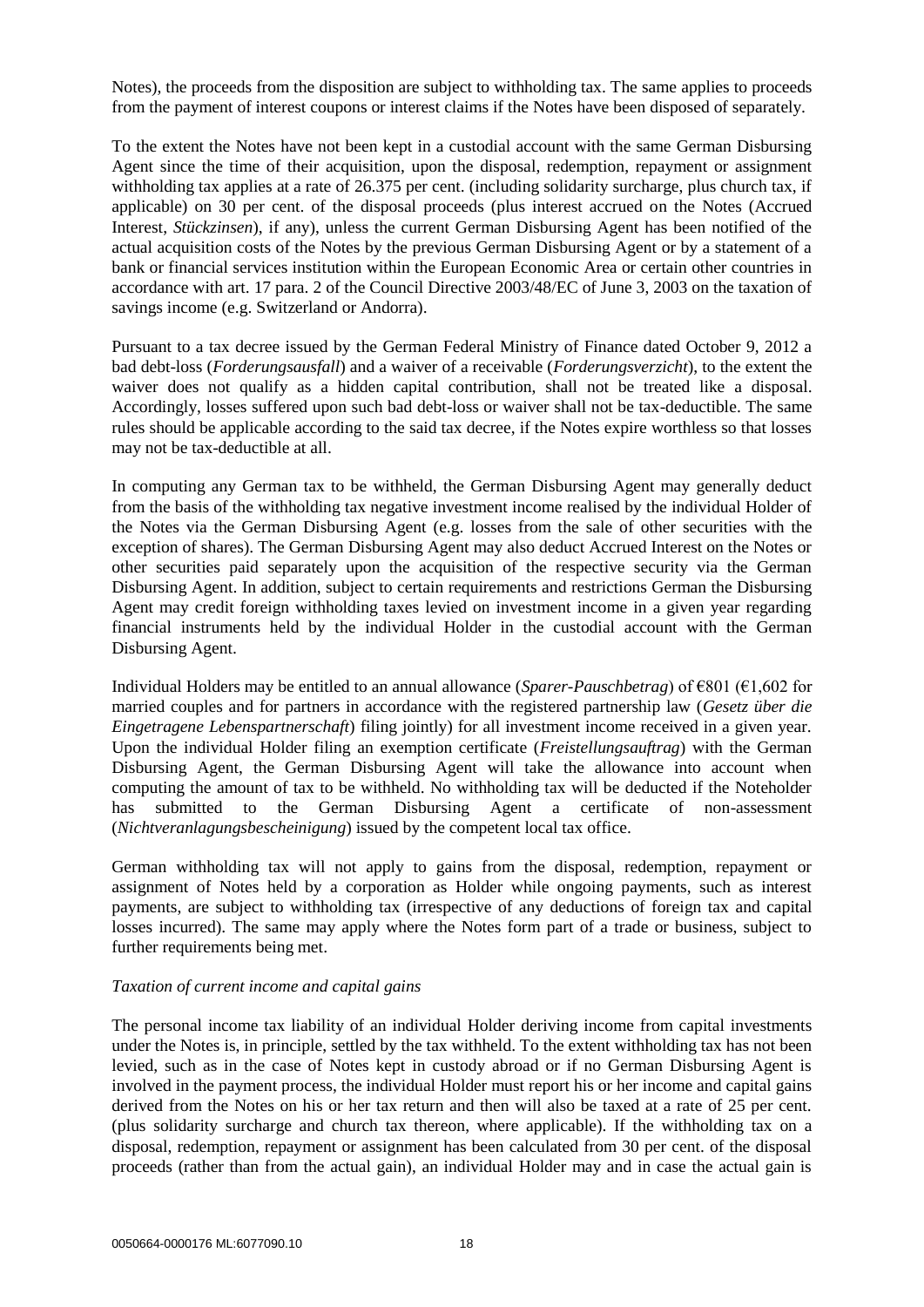Notes), the proceeds from the disposition are subject to withholding tax. The same applies to proceeds from the payment of interest coupons or interest claims if the Notes have been disposed of separately.

To the extent the Notes have not been kept in a custodial account with the same German Disbursing Agent since the time of their acquisition, upon the disposal, redemption, repayment or assignment withholding tax applies at a rate of 26.375 per cent. (including solidarity surcharge, plus church tax, if applicable) on 30 per cent. of the disposal proceeds (plus interest accrued on the Notes (Accrued Interest, *Stückzinsen*), if any), unless the current German Disbursing Agent has been notified of the actual acquisition costs of the Notes by the previous German Disbursing Agent or by a statement of a bank or financial services institution within the European Economic Area or certain other countries in accordance with art. 17 para. 2 of the Council Directive 2003/48/EC of June 3, 2003 on the taxation of savings income (e.g. Switzerland or Andorra).

Pursuant to a tax decree issued by the German Federal Ministry of Finance dated October 9, 2012 a bad debt-loss (*Forderungsausfall*) and a waiver of a receivable (*Forderungsverzicht*), to the extent the waiver does not qualify as a hidden capital contribution, shall not be treated like a disposal. Accordingly, losses suffered upon such bad debt-loss or waiver shall not be tax-deductible. The same rules should be applicable according to the said tax decree, if the Notes expire worthless so that losses may not be tax-deductible at all.

In computing any German tax to be withheld, the German Disbursing Agent may generally deduct from the basis of the withholding tax negative investment income realised by the individual Holder of the Notes via the German Disbursing Agent (e.g. losses from the sale of other securities with the exception of shares). The German Disbursing Agent may also deduct Accrued Interest on the Notes or other securities paid separately upon the acquisition of the respective security via the German Disbursing Agent. In addition, subject to certain requirements and restrictions German the Disbursing Agent may credit foreign withholding taxes levied on investment income in a given year regarding financial instruments held by the individual Holder in the custodial account with the German Disbursing Agent.

Individual Holders may be entitled to an annual allowance (*Sparer-Pauschbetrag*) of €801 (€1,602 for married couples and for partners in accordance with the registered partnership law (*Gesetz über die Eingetragene Lebenspartnerschaft*) filing jointly) for all investment income received in a given year. Upon the individual Holder filing an exemption certificate (*Freistellungsauftrag*) with the German Disbursing Agent, the German Disbursing Agent will take the allowance into account when computing the amount of tax to be withheld. No withholding tax will be deducted if the Noteholder has submitted to the German Disbursing Agent a certificate of non-assessment (*Nichtveranlagungsbescheinigung*) issued by the competent local tax office.

German withholding tax will not apply to gains from the disposal, redemption, repayment or assignment of Notes held by a corporation as Holder while ongoing payments, such as interest payments, are subject to withholding tax (irrespective of any deductions of foreign tax and capital losses incurred). The same may apply where the Notes form part of a trade or business, subject to further requirements being met.

*Taxation of current income and capital gains*

The personal income tax liability of an individual Holder deriving income from capital investments under the Notes is, in principle, settled by the tax withheld. To the extent withholding tax has not been levied, such as in the case of Notes kept in custody abroad or if no German Disbursing Agent is involved in the payment process, the individual Holder must report his or her income and capital gains derived from the Notes on his or her tax return and then will also be taxed at a rate of 25 per cent. (plus solidarity surcharge and church tax thereon, where applicable). If the withholding tax on a disposal, redemption, repayment or assignment has been calculated from 30 per cent. of the disposal proceeds (rather than from the actual gain), an individual Holder may and in case the actual gain is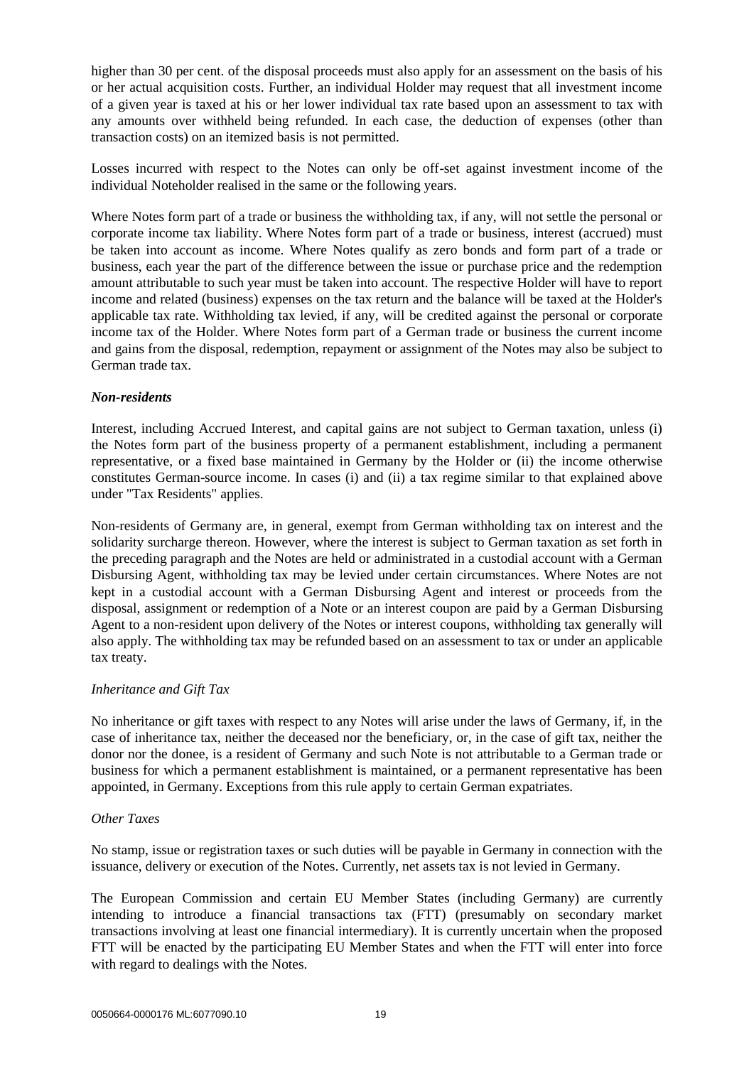higher than 30 per cent. of the disposal proceeds must also apply for an assessment on the basis of his or her actual acquisition costs. Further, an individual Holder may request that all investment income of a given year is taxed at his or her lower individual tax rate based upon an assessment to tax with any amounts over withheld being refunded. In each case, the deduction of expenses (other than transaction costs) on an itemized basis is not permitted.

Losses incurred with respect to the Notes can only be off-set against investment income of the individual Noteholder realised in the same or the following years.

Where Notes form part of a trade or business the withholding tax, if any, will not settle the personal or corporate income tax liability. Where Notes form part of a trade or business, interest (accrued) must be taken into account as income. Where Notes qualify as zero bonds and form part of a trade or business, each year the part of the difference between the issue or purchase price and the redemption amount attributable to such year must be taken into account. The respective Holder will have to report income and related (business) expenses on the tax return and the balance will be taxed at the Holder's applicable tax rate. Withholding tax levied, if any, will be credited against the personal or corporate income tax of the Holder. Where Notes form part of a German trade or business the current income and gains from the disposal, redemption, repayment or assignment of the Notes may also be subject to German trade tax.

***Non-residents***

Interest, including Accrued Interest, and capital gains are not subject to German taxation, unless (i) the Notes form part of the business property of a permanent establishment, including a permanent representative, or a fixed base maintained in Germany by the Holder or (ii) the income otherwise constitutes German-source income. In cases (i) and (ii) a tax regime similar to that explained above under "Tax Residents" applies.

Non-residents of Germany are, in general, exempt from German withholding tax on interest and the solidarity surcharge thereon. However, where the interest is subject to German taxation as set forth in the preceding paragraph and the Notes are held or administrated in a custodial account with a German Disbursing Agent, withholding tax may be levied under certain circumstances. Where Notes are not kept in a custodial account with a German Disbursing Agent and interest or proceeds from the disposal, assignment or redemption of a Note or an interest coupon are paid by a German Disbursing Agent to a non-resident upon delivery of the Notes or interest coupons, withholding tax generally will also apply. The withholding tax may be refunded based on an assessment to tax or under an applicable tax treaty.

*Inheritance and Gift Tax*

No inheritance or gift taxes with respect to any Notes will arise under the laws of Germany, if, in the case of inheritance tax, neither the deceased nor the beneficiary, or, in the case of gift tax, neither the donor nor the donee, is a resident of Germany and such Note is not attributable to a German trade or business for which a permanent establishment is maintained, or a permanent representative has been appointed, in Germany. Exceptions from this rule apply to certain German expatriates.

*Other Taxes*

No stamp, issue or registration taxes or such duties will be payable in Germany in connection with the issuance, delivery or execution of the Notes. Currently, net assets tax is not levied in Germany.

The European Commission and certain EU Member States (including Germany) are currently intending to introduce a financial transactions tax (FTT) (presumably on secondary market transactions involving at least one financial intermediary). It is currently uncertain when the proposed FTT will be enacted by the participating EU Member States and when the FTT will enter into force with regard to dealings with the Notes.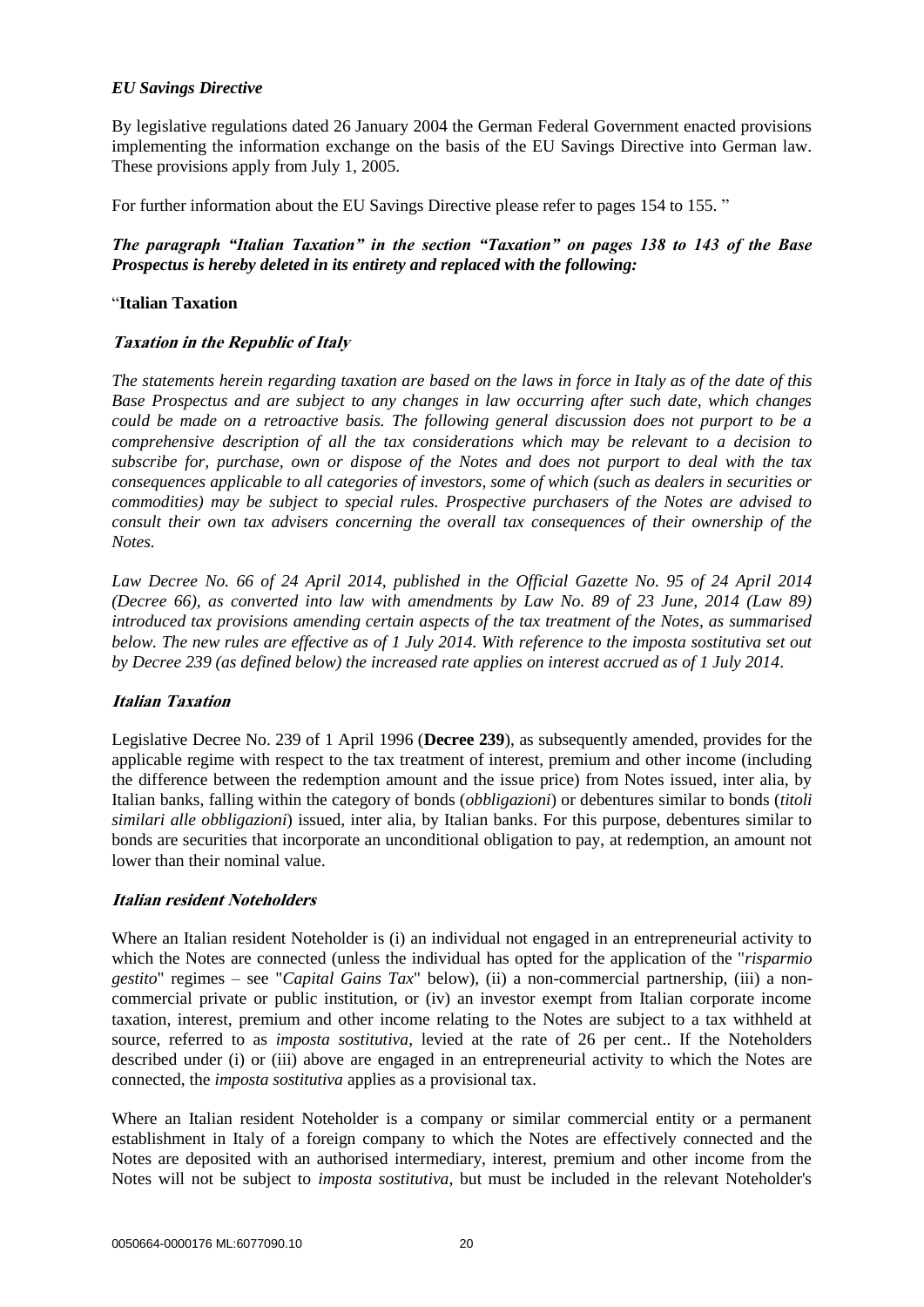*EU Savings Directive*

By legislative regulations dated 26 January 2004 the German Federal Government enacted provisions implementing the information exchange on the basis of the EU Savings Directive into German law. These provisions apply from July 1, 2005.

For further information about the EU Savings Directive please refer to pages 154 to 155. "

***The paragraph "Italian Taxation" in the section "Taxation" on pages 138 to 143 of the Base Prospectus is hereby deleted in its entirety and replaced with the following:***

"**Italian Taxation**

***Taxation in the Republic of Italy***

*The statements herein regarding taxation are based on the laws in force in Italy as of the date of this Base Prospectus and are subject to any changes in law occurring after such date, which changes could be made on a retroactive basis. The following general discussion does not purport to be a comprehensive description of all the tax considerations which may be relevant to a decision to subscribe for, purchase, own or dispose of the Notes and does not purport to deal with the tax consequences applicable to all categories of investors, some of which (such as dealers in securities or commodities) may be subject to special rules. Prospective purchasers of the Notes are advised to consult their own tax advisers concerning the overall tax consequences of their ownership of the Notes.*

*Law Decree No. 66 of 24 April 2014, published in the Official Gazette No. 95 of 24 April 2014 (Decree 66), as converted into law with amendments by Law No. 89 of 23 June, 2014 (Law 89) introduced tax provisions amending certain aspects of the tax treatment of the Notes, as summarised below. The new rules are effective as of 1 July 2014. With reference to the imposta sostitutiva set out by Decree 239 (as defined below) the increased rate applies on interest accrued as of 1 July 2014.*

***Italian Taxation***

Legislative Decree No. 239 of 1 April 1996 (**Decree 239**), as subsequently amended, provides for the applicable regime with respect to the tax treatment of interest, premium and other income (including the difference between the redemption amount and the issue price) from Notes issued, inter alia, by Italian banks, falling within the category of bonds (*obbligazioni*) or debentures similar to bonds (*titoli similari alle obbligazioni*) issued, inter alia, by Italian banks. For this purpose, debentures similar to bonds are securities that incorporate an unconditional obligation to pay, at redemption, an amount not lower than their nominal value.

***Italian resident Noteholders***

Where an Italian resident Noteholder is (i) an individual not engaged in an entrepreneurial activity to which the Notes are connected (unless the individual has opted for the application of the "*risparmio gestito*" regimes – see "*Capital Gains Tax*" below), (ii) a non-commercial partnership, (iii) a non-commercial private or public institution, or (iv) an investor exempt from Italian corporate income taxation, interest, premium and other income relating to the Notes are subject to a tax withheld at source, referred to as *imposta sostitutiva*, levied at the rate of 26 per cent.. If the Noteholders described under (i) or (iii) above are engaged in an entrepreneurial activity to which the Notes are connected, the *imposta sostitutiva* applies as a provisional tax.

Where an Italian resident Noteholder is a company or similar commercial entity or a permanent establishment in Italy of a foreign company to which the Notes are effectively connected and the Notes are deposited with an authorised intermediary, interest, premium and other income from the Notes will not be subject to *imposta sostitutiva*, but must be included in the relevant Noteholder's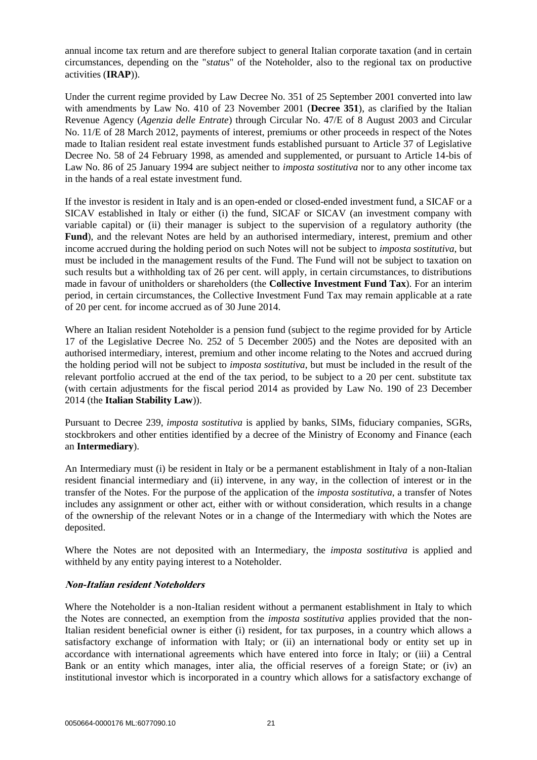annual income tax return and are therefore subject to general Italian corporate taxation (and in certain circumstances, depending on the "*status*" of the Noteholder, also to the regional tax on productive activities (**IRAP**)).

Under the current regime provided by Law Decree No. 351 of 25 September 2001 converted into law with amendments by Law No. 410 of 23 November 2001 (**Decree 351**), as clarified by the Italian Revenue Agency (*Agenzia delle Entrate*) through Circular No. 47/E of 8 August 2003 and Circular No. 11/E of 28 March 2012, payments of interest, premiums or other proceeds in respect of the Notes made to Italian resident real estate investment funds established pursuant to Article 37 of Legislative Decree No. 58 of 24 February 1998, as amended and supplemented, or pursuant to Article 14-bis of Law No. 86 of 25 January 1994 are subject neither to *imposta sostitutiva* nor to any other income tax in the hands of a real estate investment fund.

If the investor is resident in Italy and is an open-ended or closed-ended investment fund, a SICAF or a SICAV established in Italy or either (i) the fund, SICAF or SICAV (an investment company with variable capital) or (ii) their manager is subject to the supervision of a regulatory authority (the **Fund**), and the relevant Notes are held by an authorised intermediary, interest, premium and other income accrued during the holding period on such Notes will not be subject to *imposta sostitutiva*, but must be included in the management results of the Fund. The Fund will not be subject to taxation on such results but a withholding tax of 26 per cent. will apply, in certain circumstances, to distributions made in favour of unitholders or shareholders (the **Collective Investment Fund Tax**). For an interim period, in certain circumstances, the Collective Investment Fund Tax may remain applicable at a rate of 20 per cent. for income accrued as of 30 June 2014.

Where an Italian resident Noteholder is a pension fund (subject to the regime provided for by Article 17 of the Legislative Decree No. 252 of 5 December 2005) and the Notes are deposited with an authorised intermediary, interest, premium and other income relating to the Notes and accrued during the holding period will not be subject to *imposta sostitutiva*, but must be included in the result of the relevant portfolio accrued at the end of the tax period, to be subject to a 20 per cent. substitute tax (with certain adjustments for the fiscal period 2014 as provided by Law No. 190 of 23 December 2014 (the **Italian Stability Law**)).

Pursuant to Decree 239, *imposta sostitutiva* is applied by banks, SIMs, fiduciary companies, SGRs, stockbrokers and other entities identified by a decree of the Ministry of Economy and Finance (each an **Intermediary**).

An Intermediary must (i) be resident in Italy or be a permanent establishment in Italy of a non-Italian resident financial intermediary and (ii) intervene, in any way, in the collection of interest or in the transfer of the Notes. For the purpose of the application of the *imposta sostitutiva*, a transfer of Notes includes any assignment or other act, either with or without consideration, which results in a change of the ownership of the relevant Notes or in a change of the Intermediary with which the Notes are deposited.

Where the Notes are not deposited with an Intermediary, the *imposta sostitutiva* is applied and withheld by any entity paying interest to a Noteholder.

### *Non-Italian resident Noteholders*

Where the Noteholder is a non-Italian resident without a permanent establishment in Italy to which the Notes are connected, an exemption from the *imposta sostitutiva* applies provided that the non-Italian resident beneficial owner is either (i) resident, for tax purposes, in a country which allows a satisfactory exchange of information with Italy; or (ii) an international body or entity set up in accordance with international agreements which have entered into force in Italy; or (iii) a Central Bank or an entity which manages, inter alia, the official reserves of a foreign State; or (iv) an institutional investor which is incorporated in a country which allows for a satisfactory exchange of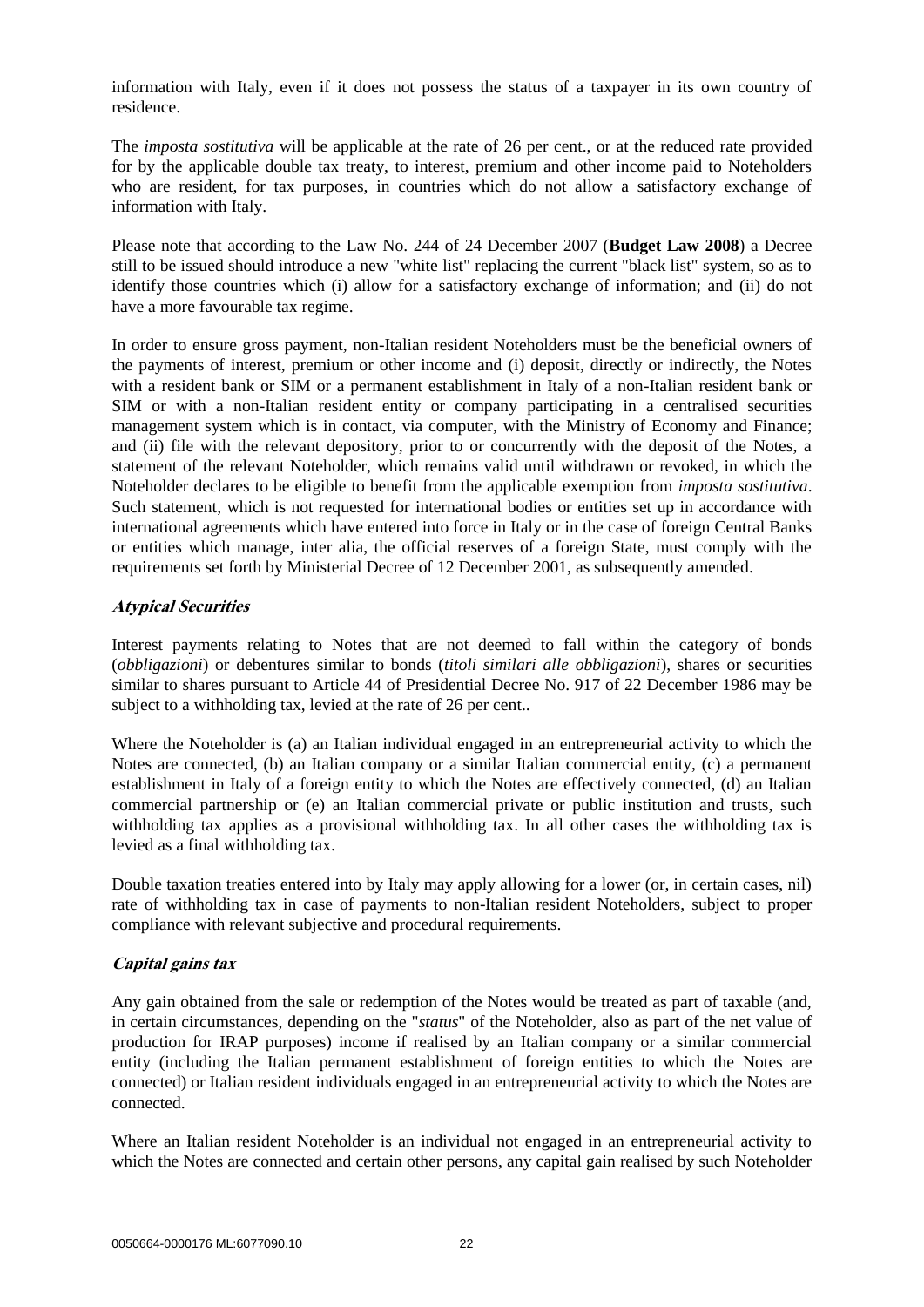information with Italy, even if it does not possess the status of a taxpayer in its own country of residence.

The *imposta sostitutiva* will be applicable at the rate of 26 per cent., or at the reduced rate provided for by the applicable double tax treaty, to interest, premium and other income paid to Noteholders who are resident, for tax purposes, in countries which do not allow a satisfactory exchange of information with Italy.

Please note that according to the Law No. 244 of 24 December 2007 (**Budget Law 2008**) a Decree still to be issued should introduce a new "white list" replacing the current "black list" system, so as to identify those countries which (i) allow for a satisfactory exchange of information; and (ii) do not have a more favourable tax regime.

In order to ensure gross payment, non-Italian resident Noteholders must be the beneficial owners of the payments of interest, premium or other income and (i) deposit, directly or indirectly, the Notes with a resident bank or SIM or a permanent establishment in Italy of a non-Italian resident bank or SIM or with a non-Italian resident entity or company participating in a centralised securities management system which is in contact, via computer, with the Ministry of Economy and Finance; and (ii) file with the relevant depository, prior to or concurrently with the deposit of the Notes, a statement of the relevant Noteholder, which remains valid until withdrawn or revoked, in which the Noteholder declares to be eligible to benefit from the applicable exemption from *imposta sostitutiva*. Such statement, which is not requested for international bodies or entities set up in accordance with international agreements which have entered into force in Italy or in the case of foreign Central Banks or entities which manage, inter alia, the official reserves of a foreign State, must comply with the requirements set forth by Ministerial Decree of 12 December 2001, as subsequently amended.

***Atypical Securities***

Interest payments relating to Notes that are not deemed to fall within the category of bonds (*obbligazioni*) or debentures similar to bonds (*titoli similari alle obbligazioni*), shares or securities similar to shares pursuant to Article 44 of Presidential Decree No. 917 of 22 December 1986 may be subject to a withholding tax, levied at the rate of 26 per cent..

Where the Noteholder is (a) an Italian individual engaged in an entrepreneurial activity to which the Notes are connected, (b) an Italian company or a similar Italian commercial entity, (c) a permanent establishment in Italy of a foreign entity to which the Notes are effectively connected, (d) an Italian commercial partnership or (e) an Italian commercial private or public institution and trusts, such withholding tax applies as a provisional withholding tax. In all other cases the withholding tax is levied as a final withholding tax.

Double taxation treaties entered into by Italy may apply allowing for a lower (or, in certain cases, nil) rate of withholding tax in case of payments to non-Italian resident Noteholders, subject to proper compliance with relevant subjective and procedural requirements.

***Capital gains tax***

Any gain obtained from the sale or redemption of the Notes would be treated as part of taxable (and, in certain circumstances, depending on the "*status*" of the Noteholder, also as part of the net value of production for IRAP purposes) income if realised by an Italian company or a similar commercial entity (including the Italian permanent establishment of foreign entities to which the Notes are connected) or Italian resident individuals engaged in an entrepreneurial activity to which the Notes are connected.

Where an Italian resident Noteholder is an individual not engaged in an entrepreneurial activity to which the Notes are connected and certain other persons, any capital gain realised by such Noteholder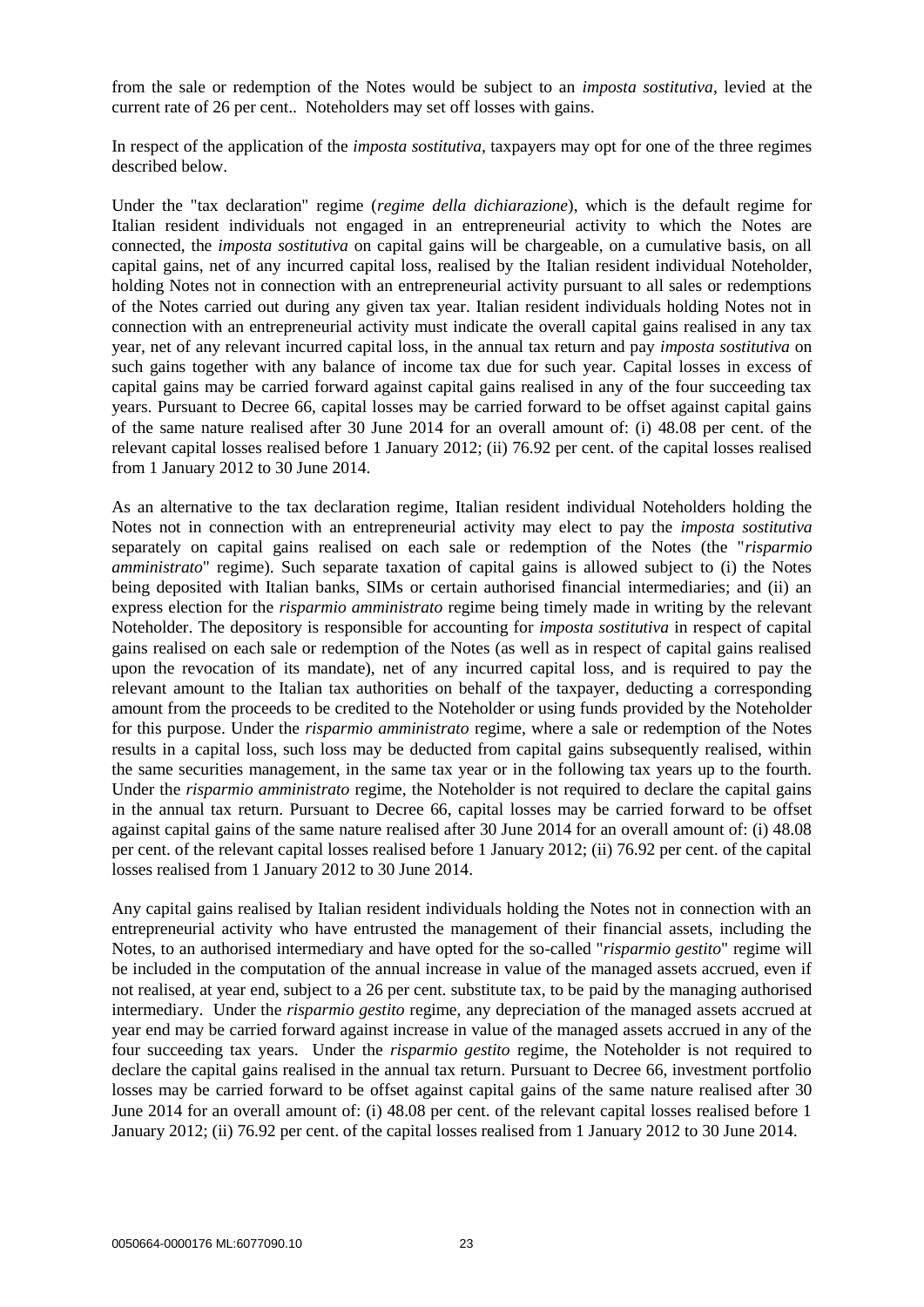from the sale or redemption of the Notes would be subject to an *imposta sostitutiva*, levied at the current rate of 26 per cent.. Noteholders may set off losses with gains.

In respect of the application of the *imposta sostitutiva*, taxpayers may opt for one of the three regimes described below.

Under the "tax declaration" regime (*regime della dichiarazione*), which is the default regime for Italian resident individuals not engaged in an entrepreneurial activity to which the Notes are connected, the *imposta sostitutiva* on capital gains will be chargeable, on a cumulative basis, on all capital gains, net of any incurred capital loss, realised by the Italian resident individual Noteholder, holding Notes not in connection with an entrepreneurial activity pursuant to all sales or redemptions of the Notes carried out during any given tax year. Italian resident individuals holding Notes not in connection with an entrepreneurial activity must indicate the overall capital gains realised in any tax year, net of any relevant incurred capital loss, in the annual tax return and pay *imposta sostitutiva* on such gains together with any balance of income tax due for such year. Capital losses in excess of capital gains may be carried forward against capital gains realised in any of the four succeeding tax years. Pursuant to Decree 66, capital losses may be carried forward to be offset against capital gains of the same nature realised after 30 June 2014 for an overall amount of: (i) 48.08 per cent. of the relevant capital losses realised before 1 January 2012; (ii) 76.92 per cent. of the capital losses realised from 1 January 2012 to 30 June 2014.

As an alternative to the tax declaration regime, Italian resident individual Noteholders holding the Notes not in connection with an entrepreneurial activity may elect to pay the *imposta sostitutiva* separately on capital gains realised on each sale or redemption of the Notes (the "*risparmio amministrato*" regime). Such separate taxation of capital gains is allowed subject to (i) the Notes being deposited with Italian banks, SIMs or certain authorised financial intermediaries; and (ii) an express election for the *risparmio amministrato* regime being timely made in writing by the relevant Noteholder. The depository is responsible for accounting for *imposta sostitutiva* in respect of capital gains realised on each sale or redemption of the Notes (as well as in respect of capital gains realised upon the revocation of its mandate), net of any incurred capital loss, and is required to pay the relevant amount to the Italian tax authorities on behalf of the taxpayer, deducting a corresponding amount from the proceeds to be credited to the Noteholder or using funds provided by the Noteholder for this purpose. Under the *risparmio amministrato* regime, where a sale or redemption of the Notes results in a capital loss, such loss may be deducted from capital gains subsequently realised, within the same securities management, in the same tax year or in the following tax years up to the fourth. Under the *risparmio amministrato* regime, the Noteholder is not required to declare the capital gains in the annual tax return. Pursuant to Decree 66, capital losses may be carried forward to be offset against capital gains of the same nature realised after 30 June 2014 for an overall amount of: (i) 48.08 per cent. of the relevant capital losses realised before 1 January 2012; (ii) 76.92 per cent. of the capital losses realised from 1 January 2012 to 30 June 2014.

Any capital gains realised by Italian resident individuals holding the Notes not in connection with an entrepreneurial activity who have entrusted the management of their financial assets, including the Notes, to an authorised intermediary and have opted for the so-called "*risparmio gestito*" regime will be included in the computation of the annual increase in value of the managed assets accrued, even if not realised, at year end, subject to a 26 per cent. substitute tax, to be paid by the managing authorised intermediary. Under the *risparmio gestito* regime, any depreciation of the managed assets accrued at year end may be carried forward against increase in value of the managed assets accrued in any of the four succeeding tax years. Under the *risparmio gestito* regime, the Noteholder is not required to declare the capital gains realised in the annual tax return. Pursuant to Decree 66, investment portfolio losses may be carried forward to be offset against capital gains of the same nature realised after 30 June 2014 for an overall amount of: (i) 48.08 per cent. of the relevant capital losses realised before 1 January 2012; (ii) 76.92 per cent. of the capital losses realised from 1 January 2012 to 30 June 2014.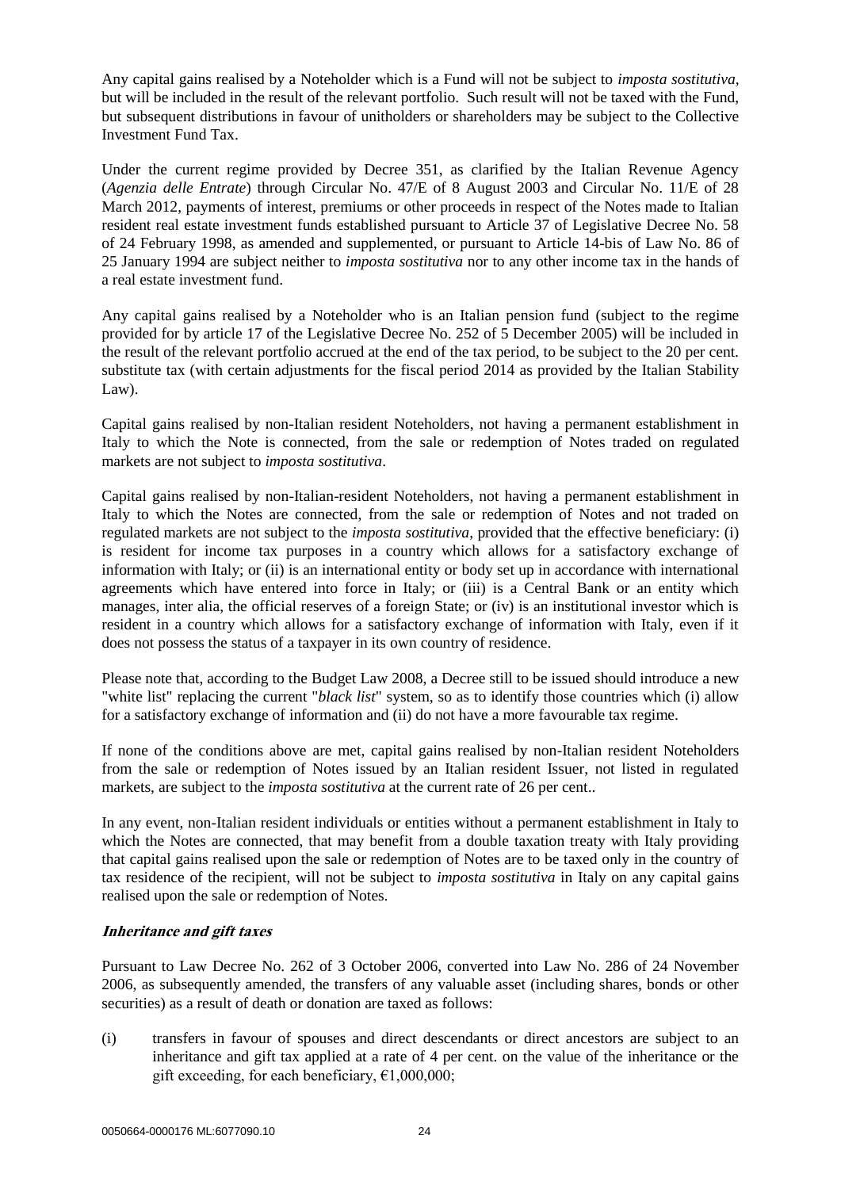Any capital gains realised by a Noteholder which is a Fund will not be subject to *imposta sostitutiva*, but will be included in the result of the relevant portfolio. Such result will not be taxed with the Fund, but subsequent distributions in favour of unitholders or shareholders may be subject to the Collective Investment Fund Tax.

Under the current regime provided by Decree 351, as clarified by the Italian Revenue Agency (*Agenzia delle Entrate*) through Circular No. 47/E of 8 August 2003 and Circular No. 11/E of 28 March 2012, payments of interest, premiums or other proceeds in respect of the Notes made to Italian resident real estate investment funds established pursuant to Article 37 of Legislative Decree No. 58 of 24 February 1998, as amended and supplemented, or pursuant to Article 14-bis of Law No. 86 of 25 January 1994 are subject neither to *imposta sostitutiva* nor to any other income tax in the hands of a real estate investment fund.

Any capital gains realised by a Noteholder who is an Italian pension fund (subject to the regime provided for by article 17 of the Legislative Decree No. 252 of 5 December 2005) will be included in the result of the relevant portfolio accrued at the end of the tax period, to be subject to the 20 per cent. substitute tax (with certain adjustments for the fiscal period 2014 as provided by the Italian Stability Law).

Capital gains realised by non-Italian resident Noteholders, not having a permanent establishment in Italy to which the Note is connected, from the sale or redemption of Notes traded on regulated markets are not subject to *imposta sostitutiva*.

Capital gains realised by non-Italian-resident Noteholders, not having a permanent establishment in Italy to which the Notes are connected, from the sale or redemption of Notes and not traded on regulated markets are not subject to the *imposta sostitutiva*, provided that the effective beneficiary: (i) is resident for income tax purposes in a country which allows for a satisfactory exchange of information with Italy; or (ii) is an international entity or body set up in accordance with international agreements which have entered into force in Italy; or (iii) is a Central Bank or an entity which manages, inter alia, the official reserves of a foreign State; or (iv) is an institutional investor which is resident in a country which allows for a satisfactory exchange of information with Italy, even if it does not possess the status of a taxpayer in its own country of residence.

Please note that, according to the Budget Law 2008, a Decree still to be issued should introduce a new "white list" replacing the current "*black list*" system, so as to identify those countries which (i) allow for a satisfactory exchange of information and (ii) do not have a more favourable tax regime.

If none of the conditions above are met, capital gains realised by non-Italian resident Noteholders from the sale or redemption of Notes issued by an Italian resident Issuer, not listed in regulated markets, are subject to the *imposta sostitutiva* at the current rate of 26 per cent..

In any event, non-Italian resident individuals or entities without a permanent establishment in Italy to which the Notes are connected, that may benefit from a double taxation treaty with Italy providing that capital gains realised upon the sale or redemption of Notes are to be taxed only in the country of tax residence of the recipient, will not be subject to *imposta sostitutiva* in Italy on any capital gains realised upon the sale or redemption of Notes.

***Inheritance and gift taxes***

Pursuant to Law Decree No. 262 of 3 October 2006, converted into Law No. 286 of 24 November 2006, as subsequently amended, the transfers of any valuable asset (including shares, bonds or other securities) as a result of death or donation are taxed as follows:

(i) transfers in favour of spouses and direct descendants or direct ancestors are subject to an inheritance and gift tax applied at a rate of 4 per cent. on the value of the inheritance or the gift exceeding, for each beneficiary, €1,000,000;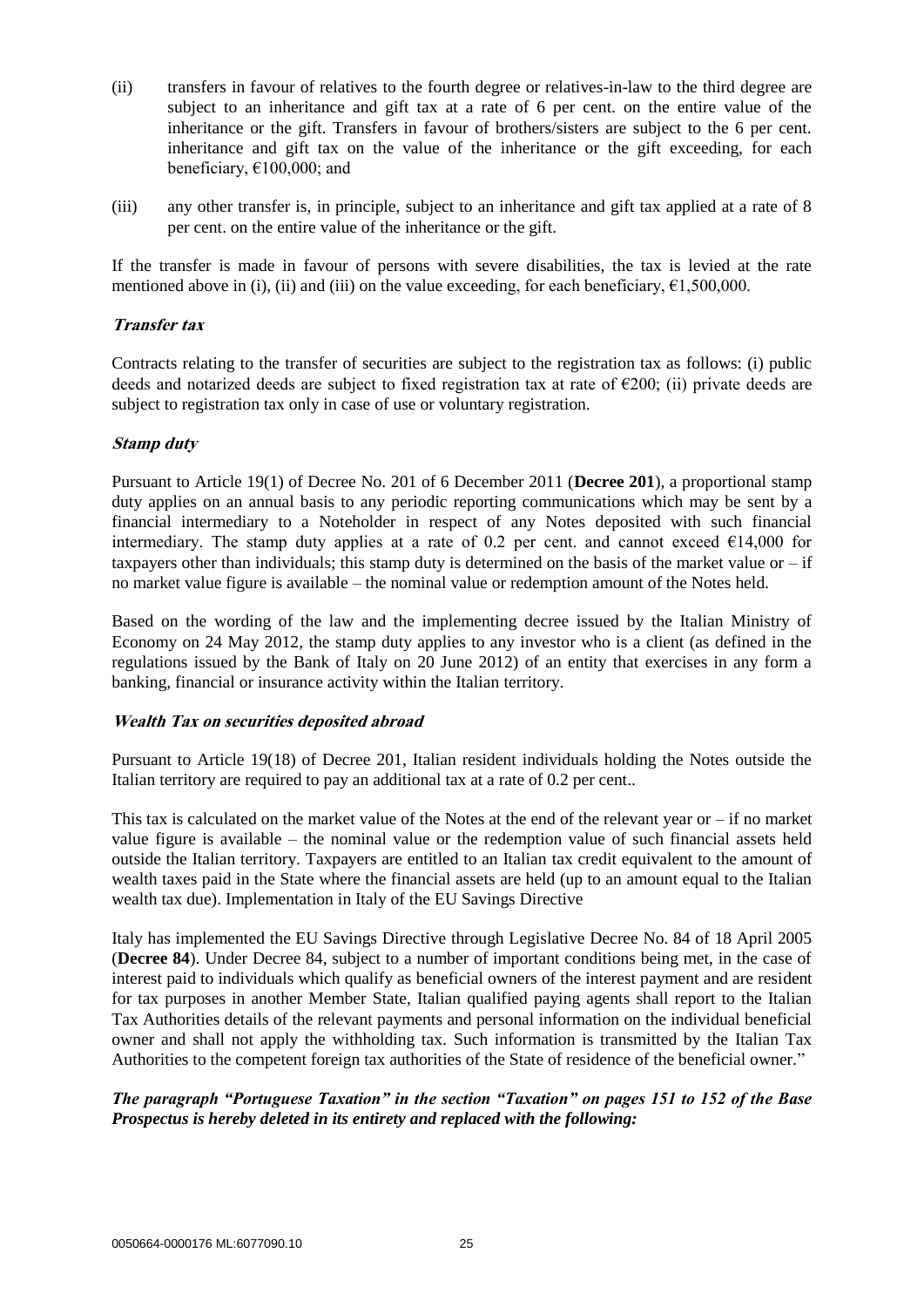(ii) transfers in favour of relatives to the fourth degree or relatives-in-law to the third degree are subject to an inheritance and gift tax at a rate of 6 per cent. on the entire value of the inheritance or the gift. Transfers in favour of brothers/sisters are subject to the 6 per cent. inheritance and gift tax on the value of the inheritance or the gift exceeding, for each beneficiary, €100,000; and

(iii) any other transfer is, in principle, subject to an inheritance and gift tax applied at a rate of 8 per cent. on the entire value of the inheritance or the gift.

If the transfer is made in favour of persons with severe disabilities, the tax is levied at the rate mentioned above in (i), (ii) and (iii) on the value exceeding, for each beneficiary, €1,500,000.

***Transfer tax***

Contracts relating to the transfer of securities are subject to the registration tax as follows: (i) public deeds and notarized deeds are subject to fixed registration tax at rate of €200; (ii) private deeds are subject to registration tax only in case of use or voluntary registration.

***Stamp duty***

Pursuant to Article 19(1) of Decree No. 201 of 6 December 2011 (**Decree 201**), a proportional stamp duty applies on an annual basis to any periodic reporting communications which may be sent by a financial intermediary to a Noteholder in respect of any Notes deposited with such financial intermediary. The stamp duty applies at a rate of 0.2 per cent. and cannot exceed €14,000 for taxpayers other than individuals; this stamp duty is determined on the basis of the market value or – if no market value figure is available – the nominal value or redemption amount of the Notes held.

Based on the wording of the law and the implementing decree issued by the Italian Ministry of Economy on 24 May 2012, the stamp duty applies to any investor who is a client (as defined in the regulations issued by the Bank of Italy on 20 June 2012) of an entity that exercises in any form a banking, financial or insurance activity within the Italian territory.

***Wealth Tax on securities deposited abroad***

Pursuant to Article 19(18) of Decree 201, Italian resident individuals holding the Notes outside the Italian territory are required to pay an additional tax at a rate of 0.2 per cent..

This tax is calculated on the market value of the Notes at the end of the relevant year or – if no market value figure is available – the nominal value or the redemption value of such financial assets held outside the Italian territory. Taxpayers are entitled to an Italian tax credit equivalent to the amount of wealth taxes paid in the State where the financial assets are held (up to an amount equal to the Italian wealth tax due). Implementation in Italy of the EU Savings Directive

Italy has implemented the EU Savings Directive through Legislative Decree No. 84 of 18 April 2005 (**Decree 84**). Under Decree 84, subject to a number of important conditions being met, in the case of interest paid to individuals which qualify as beneficial owners of the interest payment and are resident for tax purposes in another Member State, Italian qualified paying agents shall report to the Italian Tax Authorities details of the relevant payments and personal information on the individual beneficial owner and shall not apply the withholding tax. Such information is transmitted by the Italian Tax Authorities to the competent foreign tax authorities of the State of residence of the beneficial owner."

***The paragraph "Portuguese Taxation" in the section "Taxation" on pages 151 to 152 of the Base Prospectus is hereby deleted in its entirety and replaced with the following:***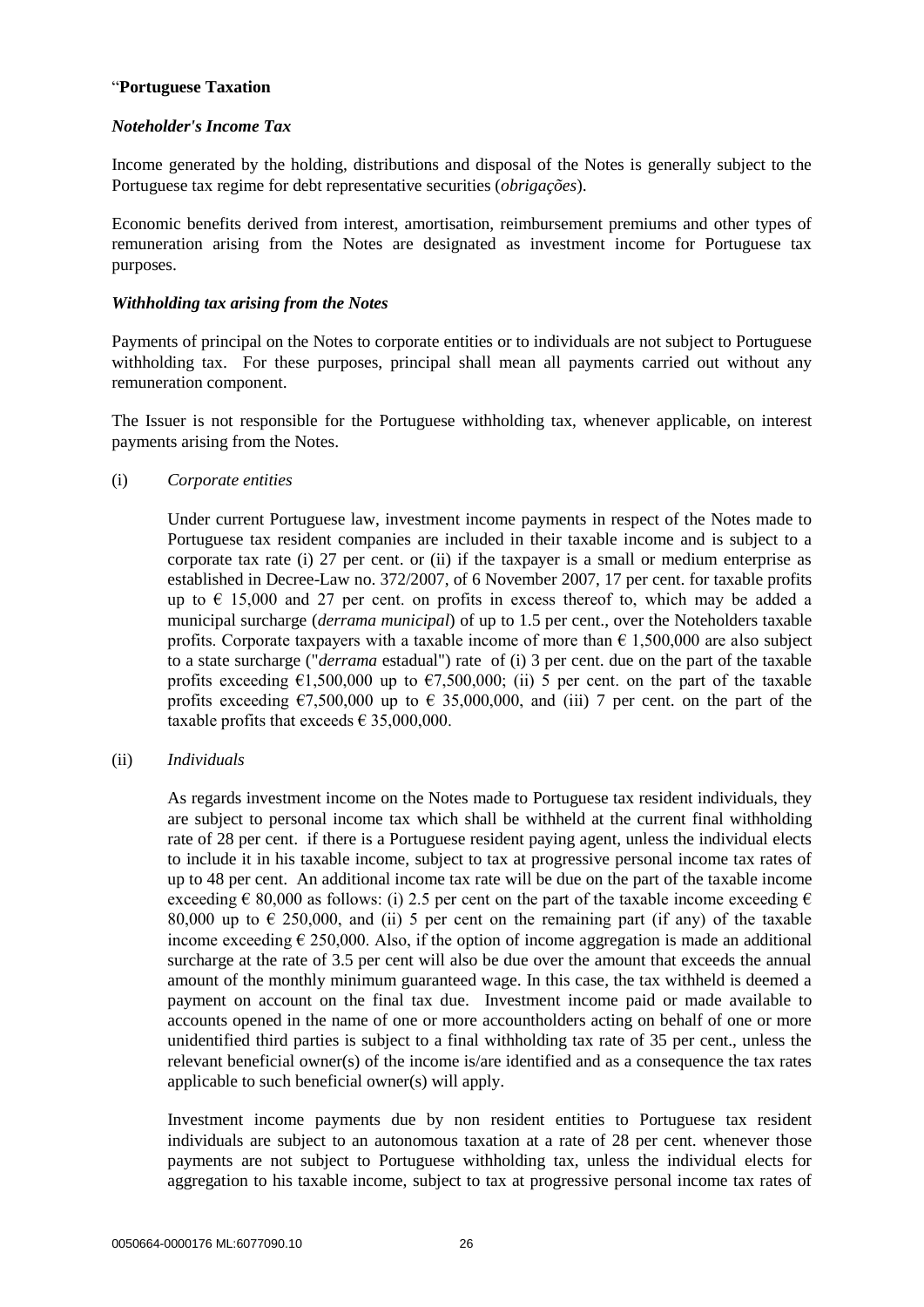"**Portuguese Taxation**

***Noteholder's Income Tax***

Income generated by the holding, distributions and disposal of the Notes is generally subject to the Portuguese tax regime for debt representative securities (*obrigações*).

Economic benefits derived from interest, amortisation, reimbursement premiums and other types of remuneration arising from the Notes are designated as investment income for Portuguese tax purposes.

***Withholding tax arising from the Notes***

Payments of principal on the Notes to corporate entities or to individuals are not subject to Portuguese withholding tax. For these purposes, principal shall mean all payments carried out without any remuneration component.

The Issuer is not responsible for the Portuguese withholding tax, whenever applicable, on interest payments arising from the Notes.

(i) *Corporate entities*

Under current Portuguese law, investment income payments in respect of the Notes made to Portuguese tax resident companies are included in their taxable income and is subject to a corporate tax rate (i) 27 per cent. or (ii) if the taxpayer is a small or medium enterprise as established in Decree-Law no. 372/2007, of 6 November 2007, 17 per cent. for taxable profits up to € 15,000 and 27 per cent. on profits in excess thereof to, which may be added a municipal surcharge (*derrama municipal*) of up to 1.5 per cent., over the Noteholders taxable profits. Corporate taxpayers with a taxable income of more than € 1,500,000 are also subject to a state surcharge ("*derrama* estadual") rate of (i) 3 per cent. due on the part of the taxable profits exceeding €1,500,000 up to €7,500,000; (ii) 5 per cent. on the part of the taxable profits exceeding €7,500,000 up to € 35,000,000, and (iii) 7 per cent. on the part of the taxable profits that exceeds € 35,000,000.

(ii) *Individuals*

As regards investment income on the Notes made to Portuguese tax resident individuals, they are subject to personal income tax which shall be withheld at the current final withholding rate of 28 per cent. if there is a Portuguese resident paying agent, unless the individual elects to include it in his taxable income, subject to tax at progressive personal income tax rates of up to 48 per cent. An additional income tax rate will be due on the part of the taxable income exceeding € 80,000 as follows: (i) 2.5 per cent on the part of the taxable income exceeding € 80,000 up to € 250,000, and (ii) 5 per cent on the remaining part (if any) of the taxable income exceeding € 250,000. Also, if the option of income aggregation is made an additional surcharge at the rate of 3.5 per cent will also be due over the amount that exceeds the annual amount of the monthly minimum guaranteed wage. In this case, the tax withheld is deemed a payment on account on the final tax due. Investment income paid or made available to accounts opened in the name of one or more accountholders acting on behalf of one or more unidentified third parties is subject to a final withholding tax rate of 35 per cent., unless the relevant beneficial owner(s) of the income is/are identified and as a consequence the tax rates applicable to such beneficial owner(s) will apply.

Investment income payments due by non resident entities to Portuguese tax resident individuals are subject to an autonomous taxation at a rate of 28 per cent. whenever those payments are not subject to Portuguese withholding tax, unless the individual elects for aggregation to his taxable income, subject to tax at progressive personal income tax rates of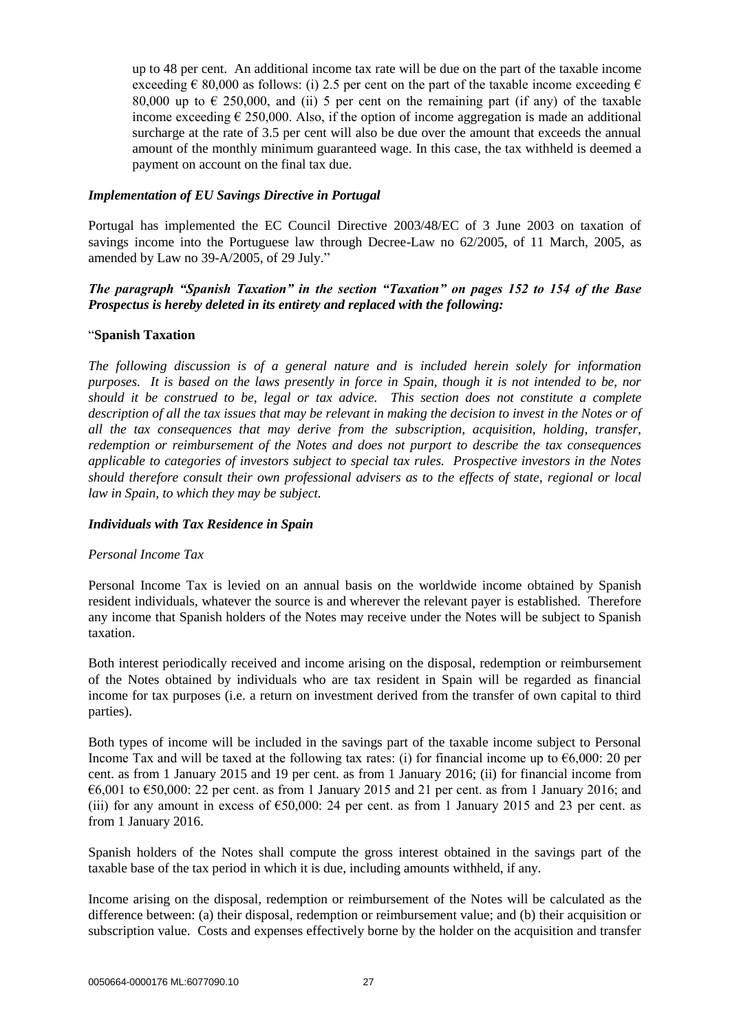up to 48 per cent. An additional income tax rate will be due on the part of the taxable income exceeding € 80,000 as follows: (i) 2.5 per cent on the part of the taxable income exceeding € 80,000 up to € 250,000, and (ii) 5 per cent on the remaining part (if any) of the taxable income exceeding € 250,000. Also, if the option of income aggregation is made an additional surcharge at the rate of 3.5 per cent will also be due over the amount that exceeds the annual amount of the monthly minimum guaranteed wage. In this case, the tax withheld is deemed a payment on account on the final tax due.

***Implementation of EU Savings Directive in Portugal***

Portugal has implemented the EC Council Directive 2003/48/EC of 3 June 2003 on taxation of savings income into the Portuguese law through Decree-Law no 62/2005, of 11 March, 2005, as amended by Law no 39-A/2005, of 29 July."

***The paragraph "Spanish Taxation" in the section "Taxation" on pages 152 to 154 of the Base Prospectus is hereby deleted in its entirety and replaced with the following:***

"**Spanish Taxation**

*The following discussion is of a general nature and is included herein solely for information purposes. It is based on the laws presently in force in Spain, though it is not intended to be, nor should it be construed to be, legal or tax advice. This section does not constitute a complete description of all the tax issues that may be relevant in making the decision to invest in the Notes or of all the tax consequences that may derive from the subscription, acquisition, holding, transfer, redemption or reimbursement of the Notes and does not purport to describe the tax consequences applicable to categories of investors subject to special tax rules. Prospective investors in the Notes should therefore consult their own professional advisers as to the effects of state, regional or local law in Spain, to which they may be subject.*

***Individuals with Tax Residence in Spain***

*Personal Income Tax*

Personal Income Tax is levied on an annual basis on the worldwide income obtained by Spanish resident individuals, whatever the source is and wherever the relevant payer is established. Therefore any income that Spanish holders of the Notes may receive under the Notes will be subject to Spanish taxation.

Both interest periodically received and income arising on the disposal, redemption or reimbursement of the Notes obtained by individuals who are tax resident in Spain will be regarded as financial income for tax purposes (i.e. a return on investment derived from the transfer of own capital to third parties).

Both types of income will be included in the savings part of the taxable income subject to Personal Income Tax and will be taxed at the following tax rates: (i) for financial income up to €6,000: 20 per cent. as from 1 January 2015 and 19 per cent. as from 1 January 2016; (ii) for financial income from €6,001 to €50,000: 22 per cent. as from 1 January 2015 and 21 per cent. as from 1 January 2016; and (iii) for any amount in excess of €50,000: 24 per cent. as from 1 January 2015 and 23 per cent. as from 1 January 2016.

Spanish holders of the Notes shall compute the gross interest obtained in the savings part of the taxable base of the tax period in which it is due, including amounts withheld, if any.

Income arising on the disposal, redemption or reimbursement of the Notes will be calculated as the difference between: (a) their disposal, redemption or reimbursement value; and (b) their acquisition or subscription value. Costs and expenses effectively borne by the holder on the acquisition and transfer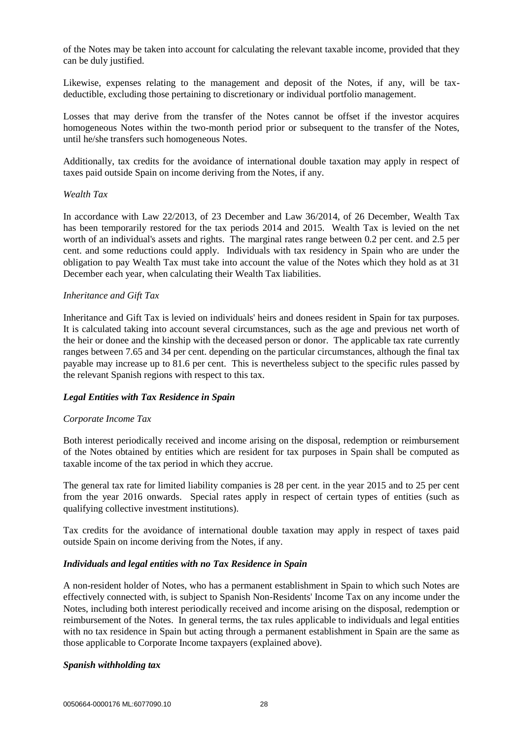of the Notes may be taken into account for calculating the relevant taxable income, provided that they can be duly justified.

Likewise, expenses relating to the management and deposit of the Notes, if any, will be tax-deductible, excluding those pertaining to discretionary or individual portfolio management.

Losses that may derive from the transfer of the Notes cannot be offset if the investor acquires homogeneous Notes within the two-month period prior or subsequent to the transfer of the Notes, until he/she transfers such homogeneous Notes.

Additionally, tax credits for the avoidance of international double taxation may apply in respect of taxes paid outside Spain on income deriving from the Notes, if any.

*Wealth Tax*

In accordance with Law 22/2013, of 23 December and Law 36/2014, of 26 December, Wealth Tax has been temporarily restored for the tax periods 2014 and 2015. Wealth Tax is levied on the net worth of an individual's assets and rights. The marginal rates range between 0.2 per cent. and 2.5 per cent. and some reductions could apply. Individuals with tax residency in Spain who are under the obligation to pay Wealth Tax must take into account the value of the Notes which they hold as at 31 December each year, when calculating their Wealth Tax liabilities.

*Inheritance and Gift Tax*

Inheritance and Gift Tax is levied on individuals' heirs and donees resident in Spain for tax purposes. It is calculated taking into account several circumstances, such as the age and previous net worth of the heir or donee and the kinship with the deceased person or donor. The applicable tax rate currently ranges between 7.65 and 34 per cent. depending on the particular circumstances, although the final tax payable may increase up to 81.6 per cent. This is nevertheless subject to the specific rules passed by the relevant Spanish regions with respect to this tax.

***Legal Entities with Tax Residence in Spain***

*Corporate Income Tax*

Both interest periodically received and income arising on the disposal, redemption or reimbursement of the Notes obtained by entities which are resident for tax purposes in Spain shall be computed as taxable income of the tax period in which they accrue.

The general tax rate for limited liability companies is 28 per cent. in the year 2015 and to 25 per cent from the year 2016 onwards. Special rates apply in respect of certain types of entities (such as qualifying collective investment institutions).

Tax credits for the avoidance of international double taxation may apply in respect of taxes paid outside Spain on income deriving from the Notes, if any.

***Individuals and legal entities with no Tax Residence in Spain***

A non-resident holder of Notes, who has a permanent establishment in Spain to which such Notes are effectively connected with, is subject to Spanish Non-Residents' Income Tax on any income under the Notes, including both interest periodically received and income arising on the disposal, redemption or reimbursement of the Notes. In general terms, the tax rules applicable to individuals and legal entities with no tax residence in Spain but acting through a permanent establishment in Spain are the same as those applicable to Corporate Income taxpayers (explained above).

***Spanish withholding tax***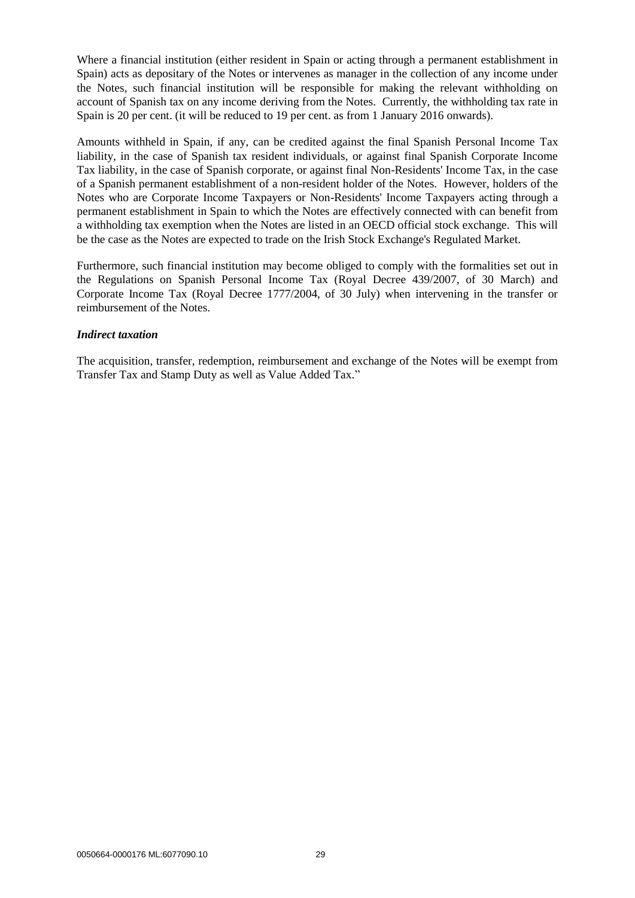Where a financial institution (either resident in Spain or acting through a permanent establishment in Spain) acts as depositary of the Notes or intervenes as manager in the collection of any income under the Notes, such financial institution will be responsible for making the relevant withholding on account of Spanish tax on any income deriving from the Notes. Currently, the withholding tax rate in Spain is 20 per cent. (it will be reduced to 19 per cent. as from 1 January 2016 onwards).

Amounts withheld in Spain, if any, can be credited against the final Spanish Personal Income Tax liability, in the case of Spanish tax resident individuals, or against final Spanish Corporate Income Tax liability, in the case of Spanish corporate, or against final Non-Residents' Income Tax, in the case of a Spanish permanent establishment of a non-resident holder of the Notes. However, holders of the Notes who are Corporate Income Taxpayers or Non-Residents' Income Taxpayers acting through a permanent establishment in Spain to which the Notes are effectively connected with can benefit from a withholding tax exemption when the Notes are listed in an OECD official stock exchange. This will be the case as the Notes are expected to trade on the Irish Stock Exchange's Regulated Market.

Furthermore, such financial institution may become obliged to comply with the formalities set out in the Regulations on Spanish Personal Income Tax (Royal Decree 439/2007, of 30 March) and Corporate Income Tax (Royal Decree 1777/2004, of 30 July) when intervening in the transfer or reimbursement of the Notes.

***Indirect taxation***

The acquisition, transfer, redemption, reimbursement and exchange of the Notes will be exempt from Transfer Tax and Stamp Duty as well as Value Added Tax."